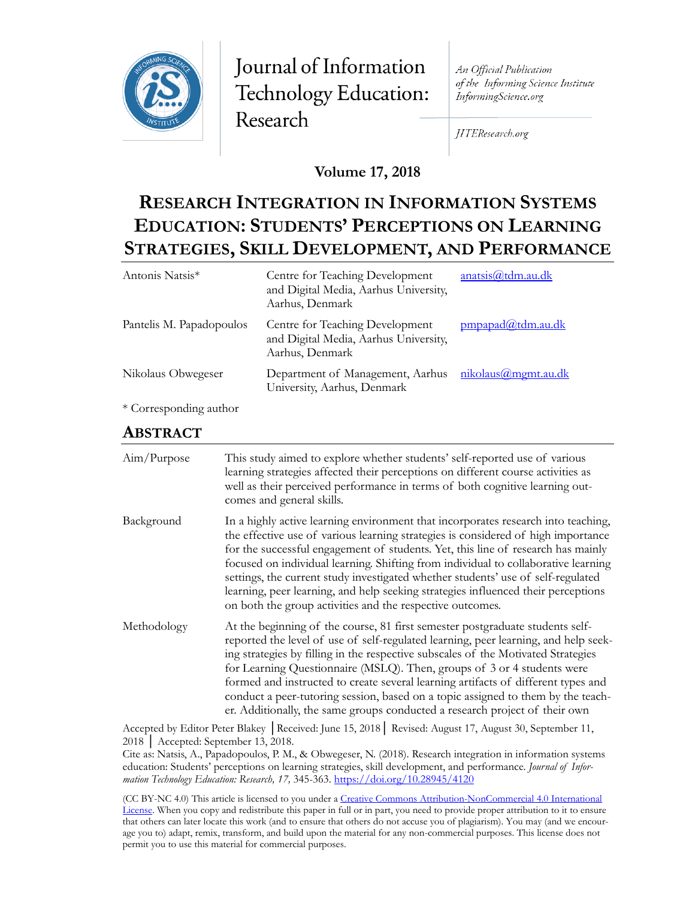Journal of Information Technology Education: Research

*An Official Publication of the Informing Science Institute InformingScience.org*

*JITEResearch.org*

**Volume 17, 2018**

# RESEARCH INTEGRATION IN INFORMATION SYSTEMS EDUCATION: STUDENTS' PERCEPTIONS ON LEARNING STRATEGIES, SKILL DEVELOPMENT, AND PERFORMANCE

| | | |
|---|---|---|
| Antonis Natsis* | Centre for Teaching Development and Digital Media, Aarhus University, Aarhus, Denmark | anatsis@tdm.au.dk |
| Pantelis M. Papadopoulos | Centre for Teaching Development and Digital Media, Aarhus University, Aarhus, Denmark | pmpapad@tdm.au.dk |
| Nikolaus Obwegeser | Department of Management, Aarhus University, Aarhus, Denmark | nikolaus@mgmt.au.dk |

\* Corresponding author

## ABSTRACT

| | |
|---|---|
| Aim/Purpose | This study aimed to explore whether students' self-reported use of various learning strategies affected their perceptions on different course activities as well as their perceived performance in terms of both cognitive learning outcomes and general skills. |
| Background | In a highly active learning environment that incorporates research into teaching, the effective use of various learning strategies is considered of high importance for the successful engagement of students. Yet, this line of research has mainly focused on individual learning. Shifting from individual to collaborative learning settings, the current study investigated whether students' use of self-regulated learning, peer learning, and help seeking strategies influenced their perceptions on both the group activities and the respective outcomes. |
| Methodology | At the beginning of the course, 81 first semester postgraduate students self-reported the level of use of self-regulated learning, peer learning, and help seeking strategies by filling in the respective subscales of the Motivated Strategies for Learning Questionnaire (MSLQ). Then, groups of 3 or 4 students were formed and instructed to create several learning artifacts of different types and conduct a peer-tutoring session, based on a topic assigned to them by the teacher. Additionally, the same groups conducted a research project of their own |

Accepted by Editor Peter Blakey │Received: June 15, 2018│ Revised: August 17, August 30, September 11, 2018 │ Accepted: September 13, 2018.

Cite as: Natsis, A., Papadopoulos, P. M., & Obwegeser, N. (2018). Research integration in information systems education: Students' perceptions on learning strategies, skill development, and performance. *Journal of Information Technology Education: Research, 17,* 345-363. https://doi.org/10.28945/4120

(CC BY-NC 4.0) This article is licensed to you under a Creative Commons Attribution-NonCommercial 4.0 International License. When you copy and redistribute this paper in full or in part, you need to provide proper attribution to it to ensure that others can later locate this work (and to ensure that others do not accuse you of plagiarism). You may (and we encourage you to) adapt, remix, transform, and build upon the material for any non-commercial purposes. This license does not permit you to use this material for commercial purposes.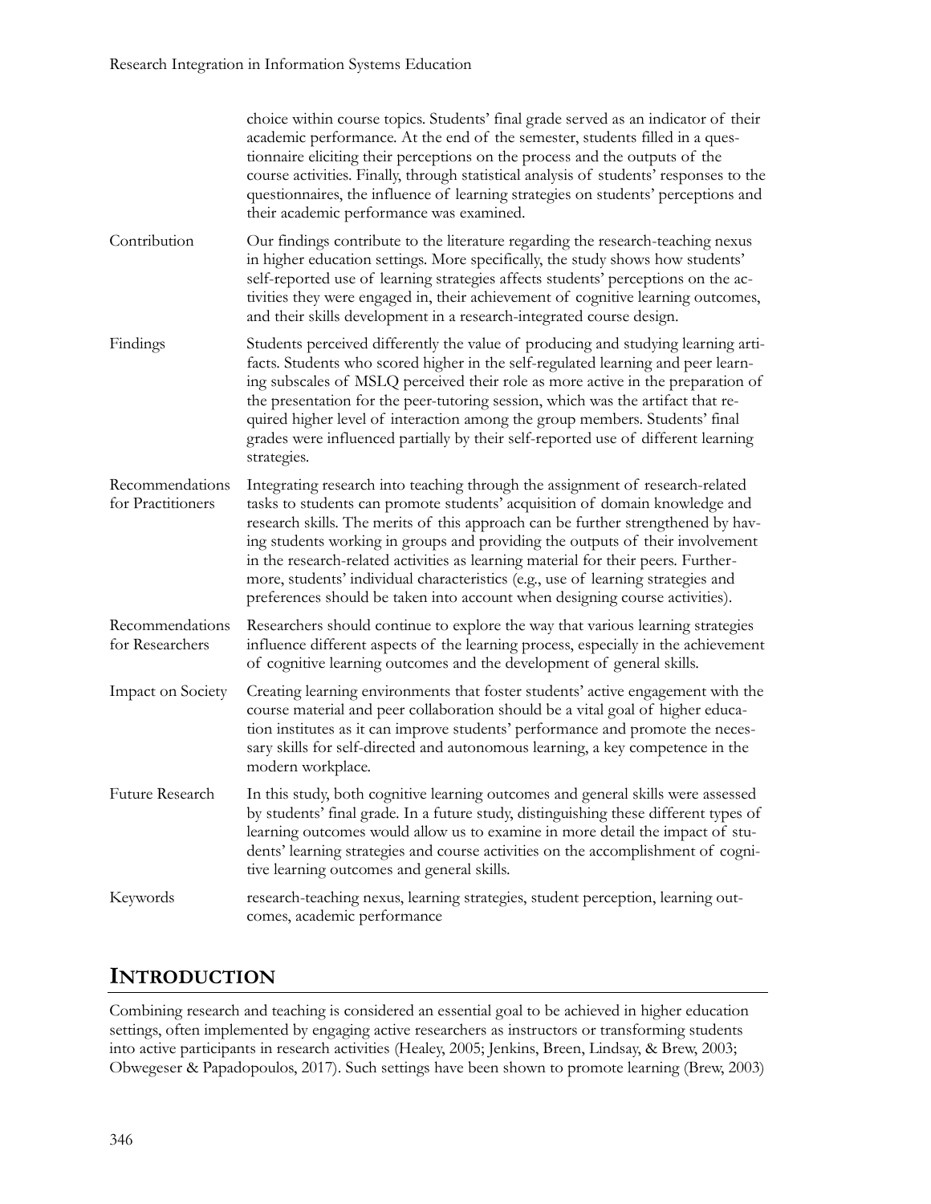choice within course topics. Students' final grade served as an indicator of their academic performance. At the end of the semester, students filled in a questionnaire eliciting their perceptions on the process and the outputs of the course activities. Finally, through statistical analysis of students' responses to the questionnaires, the influence of learning strategies on students' perceptions and their academic performance was examined.

| | |
|---|---|
| Contribution | Our findings contribute to the literature regarding the research-teaching nexus in higher education settings. More specifically, the study shows how students' self-reported use of learning strategies affects students' perceptions on the activities they were engaged in, their achievement of cognitive learning outcomes, and their skills development in a research-integrated course design. |
| Findings | Students perceived differently the value of producing and studying learning artifacts. Students who scored higher in the self-regulated learning and peer learning subscales of MSLQ perceived their role as more active in the preparation of the presentation for the peer-tutoring session, which was the artifact that required higher level of interaction among the group members. Students' final grades were influenced partially by their self-reported use of different learning strategies. |
| Recommendations for Practitioners | Integrating research into teaching through the assignment of research-related tasks to students can promote students' acquisition of domain knowledge and research skills. The merits of this approach can be further strengthened by having students working in groups and providing the outputs of their involvement in the research-related activities as learning material for their peers. Furthermore, students' individual characteristics (e.g., use of learning strategies and preferences should be taken into account when designing course activities). |
| Recommendations for Researchers | Researchers should continue to explore the way that various learning strategies influence different aspects of the learning process, especially in the achievement of cognitive learning outcomes and the development of general skills. |
| Impact on Society | Creating learning environments that foster students' active engagement with the course material and peer collaboration should be a vital goal of higher education institutes as it can improve students' performance and promote the necessary skills for self-directed and autonomous learning, a key competence in the modern workplace. |
| Future Research | In this study, both cognitive learning outcomes and general skills were assessed by students' final grade. In a future study, distinguishing these different types of learning outcomes would allow us to examine in more detail the impact of students' learning strategies and course activities on the accomplishment of cognitive learning outcomes and general skills. |
| Keywords | research-teaching nexus, learning strategies, student perception, learning outcomes, academic performance |

## INTRODUCTION

Combining research and teaching is considered an essential goal to be achieved in higher education settings, often implemented by engaging active researchers as instructors or transforming students into active participants in research activities (Healey, 2005; Jenkins, Breen, Lindsay, & Brew, 2003; Obwegeser & Papadopoulos, 2017). Such settings have been shown to promote learning (Brew, 2003)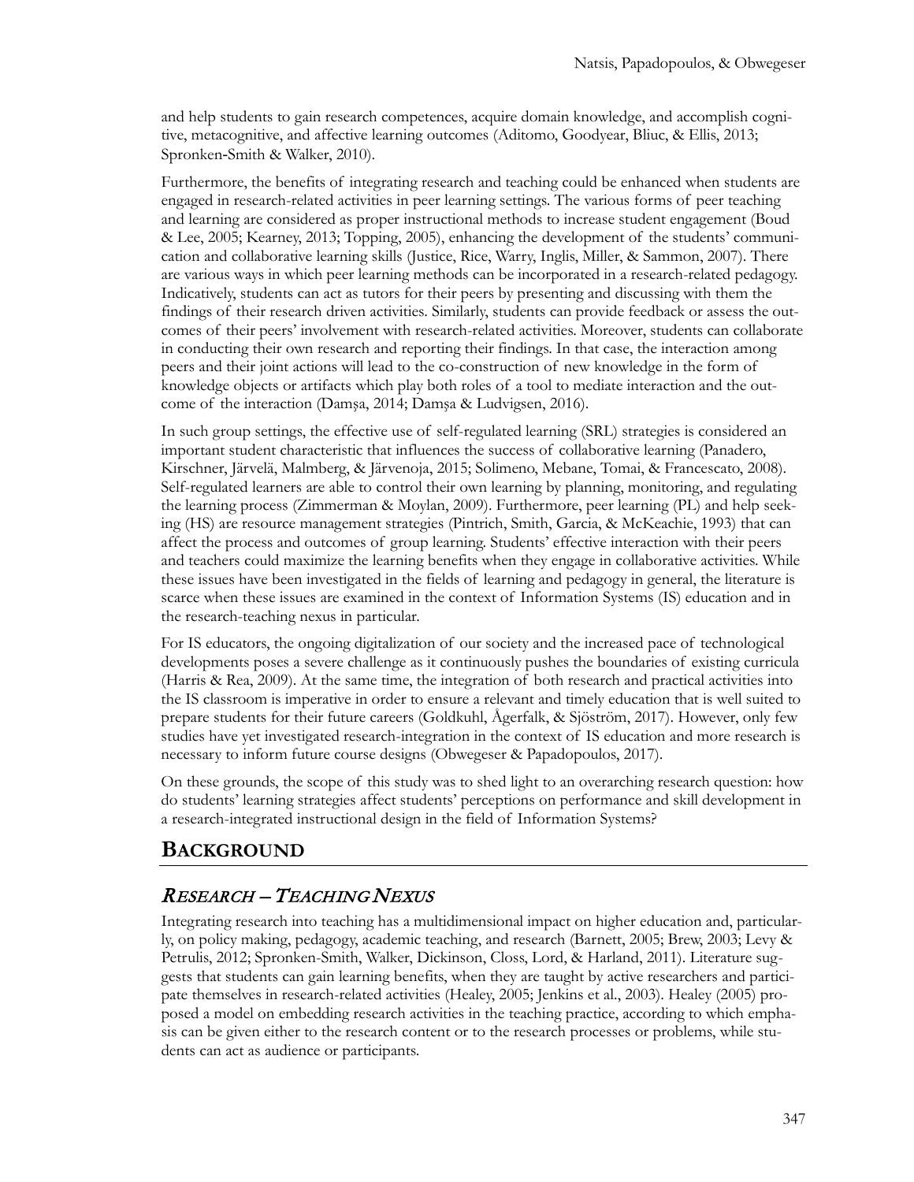and help students to gain research competences, acquire domain knowledge, and accomplish cognitive, metacognitive, and affective learning outcomes (Aditomo, Goodyear, Bliuc, & Ellis, 2013; Spronken-Smith & Walker, 2010).

Furthermore, the benefits of integrating research and teaching could be enhanced when students are engaged in research-related activities in peer learning settings. The various forms of peer teaching and learning are considered as proper instructional methods to increase student engagement (Boud & Lee, 2005; Kearney, 2013; Topping, 2005), enhancing the development of the students' communication and collaborative learning skills (Justice, Rice, Warry, Inglis, Miller, & Sammon, 2007). There are various ways in which peer learning methods can be incorporated in a research-related pedagogy. Indicatively, students can act as tutors for their peers by presenting and discussing with them the findings of their research driven activities. Similarly, students can provide feedback or assess the outcomes of their peers' involvement with research-related activities. Moreover, students can collaborate in conducting their own research and reporting their findings. In that case, the interaction among peers and their joint actions will lead to the co-construction of new knowledge in the form of knowledge objects or artifacts which play both roles of a tool to mediate interaction and the outcome of the interaction (Damşa, 2014; Damşa & Ludvigsen, 2016).

In such group settings, the effective use of self-regulated learning (SRL) strategies is considered an important student characteristic that influences the success of collaborative learning (Panadero, Kirschner, Järvelä, Malmberg, & Järvenoja, 2015; Solimeno, Mebane, Tomai, & Francescato, 2008). Self-regulated learners are able to control their own learning by planning, monitoring, and regulating the learning process (Zimmerman & Moylan, 2009). Furthermore, peer learning (PL) and help seeking (HS) are resource management strategies (Pintrich, Smith, Garcia, & McKeachie, 1993) that can affect the process and outcomes of group learning. Students' effective interaction with their peers and teachers could maximize the learning benefits when they engage in collaborative activities. While these issues have been investigated in the fields of learning and pedagogy in general, the literature is scarce when these issues are examined in the context of Information Systems (IS) education and in the research-teaching nexus in particular.

For IS educators, the ongoing digitalization of our society and the increased pace of technological developments poses a severe challenge as it continuously pushes the boundaries of existing curricula (Harris & Rea, 2009). At the same time, the integration of both research and practical activities into the IS classroom is imperative in order to ensure a relevant and timely education that is well suited to prepare students for their future careers (Goldkuhl, Ågerfalk, & Sjöström, 2017). However, only few studies have yet investigated research-integration in the context of IS education and more research is necessary to inform future course designs (Obwegeser & Papadopoulos, 2017).

On these grounds, the scope of this study was to shed light to an overarching research question: how do students' learning strategies affect students' perceptions on performance and skill development in a research-integrated instructional design in the field of Information Systems?

## BACKGROUND

### *RESEARCH – TEACHING NEXUS*

Integrating research into teaching has a multidimensional impact on higher education and, particularly, on policy making, pedagogy, academic teaching, and research (Barnett, 2005; Brew, 2003; Levy & Petrulis, 2012; Spronken-Smith, Walker, Dickinson, Closs, Lord, & Harland, 2011). Literature suggests that students can gain learning benefits, when they are taught by active researchers and participate themselves in research-related activities (Healey, 2005; Jenkins et al., 2003). Healey (2005) proposed a model on embedding research activities in the teaching practice, according to which emphasis can be given either to the research content or to the research processes or problems, while students can act as audience or participants.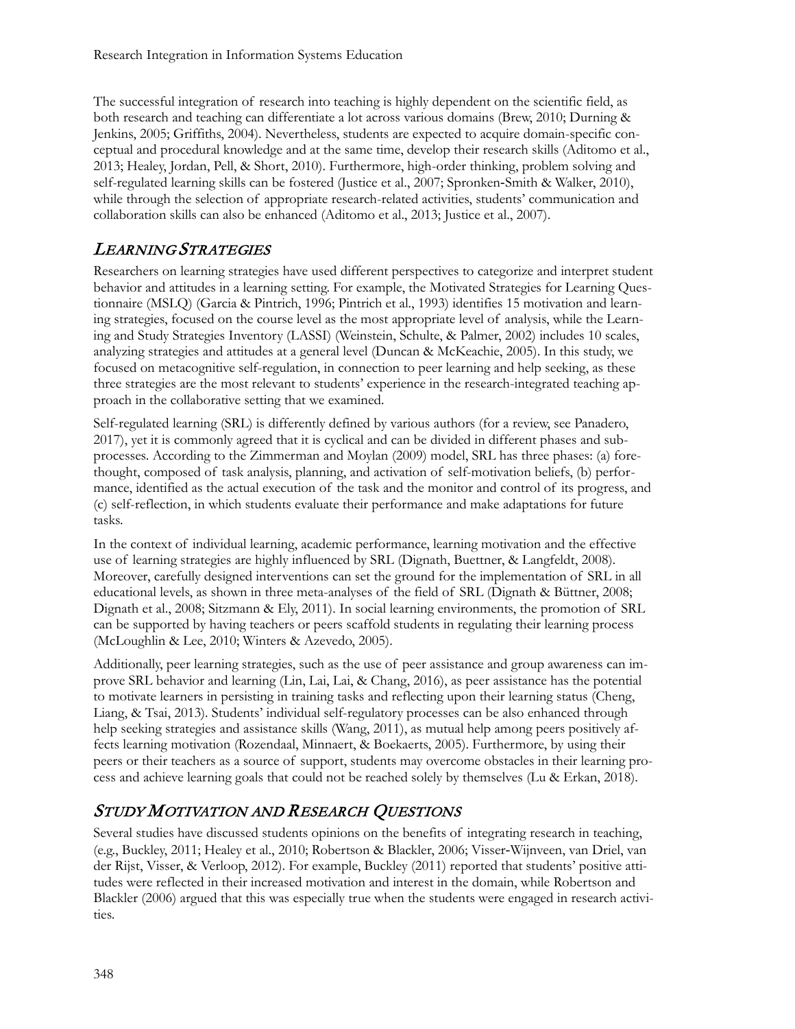The successful integration of research into teaching is highly dependent on the scientific field, as both research and teaching can differentiate a lot across various domains (Brew, 2010; Durning & Jenkins, 2005; Griffiths, 2004). Nevertheless, students are expected to acquire domain-specific conceptual and procedural knowledge and at the same time, develop their research skills (Aditomo et al., 2013; Healey, Jordan, Pell, & Short, 2010). Furthermore, high-order thinking, problem solving and self-regulated learning skills can be fostered (Justice et al., 2007; Spronken-Smith & Walker, 2010), while through the selection of appropriate research-related activities, students' communication and collaboration skills can also be enhanced (Aditomo et al., 2013; Justice et al., 2007).

## *Learning Strategies*

Researchers on learning strategies have used different perspectives to categorize and interpret student behavior and attitudes in a learning setting. For example, the Motivated Strategies for Learning Questionnaire (MSLQ) (Garcia & Pintrich, 1996; Pintrich et al., 1993) identifies 15 motivation and learning strategies, focused on the course level as the most appropriate level of analysis, while the Learning and Study Strategies Inventory (LASSI) (Weinstein, Schulte, & Palmer, 2002) includes 10 scales, analyzing strategies and attitudes at a general level (Duncan & McKeachie, 2005). In this study, we focused on metacognitive self-regulation, in connection to peer learning and help seeking, as these three strategies are the most relevant to students' experience in the research-integrated teaching approach in the collaborative setting that we examined.

Self-regulated learning (SRL) is differently defined by various authors (for a review, see Panadero, 2017), yet it is commonly agreed that it is cyclical and can be divided in different phases and subprocesses. According to the Zimmerman and Moylan (2009) model, SRL has three phases: (a) forethought, composed of task analysis, planning, and activation of self-motivation beliefs, (b) performance, identified as the actual execution of the task and the monitor and control of its progress, and (c) self-reflection, in which students evaluate their performance and make adaptations for future tasks.

In the context of individual learning, academic performance, learning motivation and the effective use of learning strategies are highly influenced by SRL (Dignath, Buettner, & Langfeldt, 2008). Moreover, carefully designed interventions can set the ground for the implementation of SRL in all educational levels, as shown in three meta-analyses of the field of SRL (Dignath & Büttner, 2008; Dignath et al., 2008; Sitzmann & Ely, 2011). In social learning environments, the promotion of SRL can be supported by having teachers or peers scaffold students in regulating their learning process (McLoughlin & Lee, 2010; Winters & Azevedo, 2005).

Additionally, peer learning strategies, such as the use of peer assistance and group awareness can improve SRL behavior and learning (Lin, Lai, Lai, & Chang, 2016), as peer assistance has the potential to motivate learners in persisting in training tasks and reflecting upon their learning status (Cheng, Liang, & Tsai, 2013). Students' individual self-regulatory processes can be also enhanced through help seeking strategies and assistance skills (Wang, 2011), as mutual help among peers positively affects learning motivation (Rozendaal, Minnaert, & Boekaerts, 2005). Furthermore, by using their peers or their teachers as a source of support, students may overcome obstacles in their learning process and achieve learning goals that could not be reached solely by themselves (Lu & Erkan, 2018).

## *Study Motivation and Research Questions*

Several studies have discussed students opinions on the benefits of integrating research in teaching, (e.g., Buckley, 2011; Healey et al., 2010; Robertson & Blackler, 2006; Visser-Wijnveen, van Driel, van der Rijst, Visser, & Verloop, 2012). For example, Buckley (2011) reported that students' positive attitudes were reflected in their increased motivation and interest in the domain, while Robertson and Blackler (2006) argued that this was especially true when the students were engaged in research activities.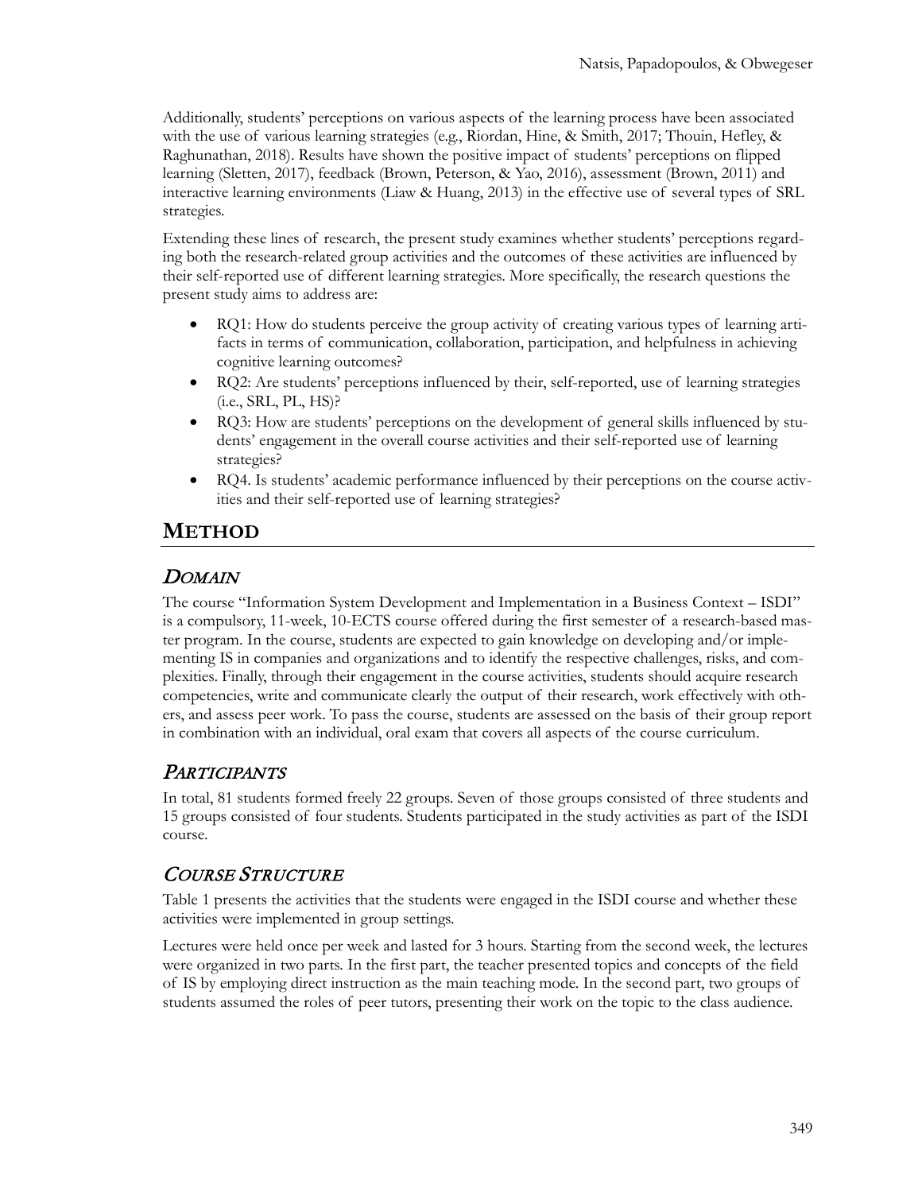Additionally, students' perceptions on various aspects of the learning process have been associated with the use of various learning strategies (e.g., Riordan, Hine, & Smith, 2017; Thouin, Hefley, & Raghunathan, 2018). Results have shown the positive impact of students' perceptions on flipped learning (Sletten, 2017), feedback (Brown, Peterson, & Yao, 2016), assessment (Brown, 2011) and interactive learning environments (Liaw & Huang, 2013) in the effective use of several types of SRL strategies.

Extending these lines of research, the present study examines whether students' perceptions regarding both the research-related group activities and the outcomes of these activities are influenced by their self-reported use of different learning strategies. More specifically, the research questions the present study aims to address are:

- RQ1: How do students perceive the group activity of creating various types of learning artifacts in terms of communication, collaboration, participation, and helpfulness in achieving cognitive learning outcomes?
- RQ2: Are students' perceptions influenced by their, self-reported, use of learning strategies (i.e., SRL, PL, HS)?
- RQ3: How are students' perceptions on the development of general skills influenced by students' engagement in the overall course activities and their self-reported use of learning strategies?
- RQ4. Is students' academic performance influenced by their perceptions on the course activities and their self-reported use of learning strategies?

## METHOD

### *DOMAIN*

The course "Information System Development and Implementation in a Business Context – ISDI" is a compulsory, 11-week, 10-ECTS course offered during the first semester of a research-based master program. In the course, students are expected to gain knowledge on developing and/or implementing IS in companies and organizations and to identify the respective challenges, risks, and complexities. Finally, through their engagement in the course activities, students should acquire research competencies, write and communicate clearly the output of their research, work effectively with others, and assess peer work. To pass the course, students are assessed on the basis of their group report in combination with an individual, oral exam that covers all aspects of the course curriculum.

### *PARTICIPANTS*

In total, 81 students formed freely 22 groups. Seven of those groups consisted of three students and 15 groups consisted of four students. Students participated in the study activities as part of the ISDI course.

### *COURSE STRUCTURE*

Table 1 presents the activities that the students were engaged in the ISDI course and whether these activities were implemented in group settings.

Lectures were held once per week and lasted for 3 hours. Starting from the second week, the lectures were organized in two parts. In the first part, the teacher presented topics and concepts of the field of IS by employing direct instruction as the main teaching mode. In the second part, two groups of students assumed the roles of peer tutors, presenting their work on the topic to the class audience.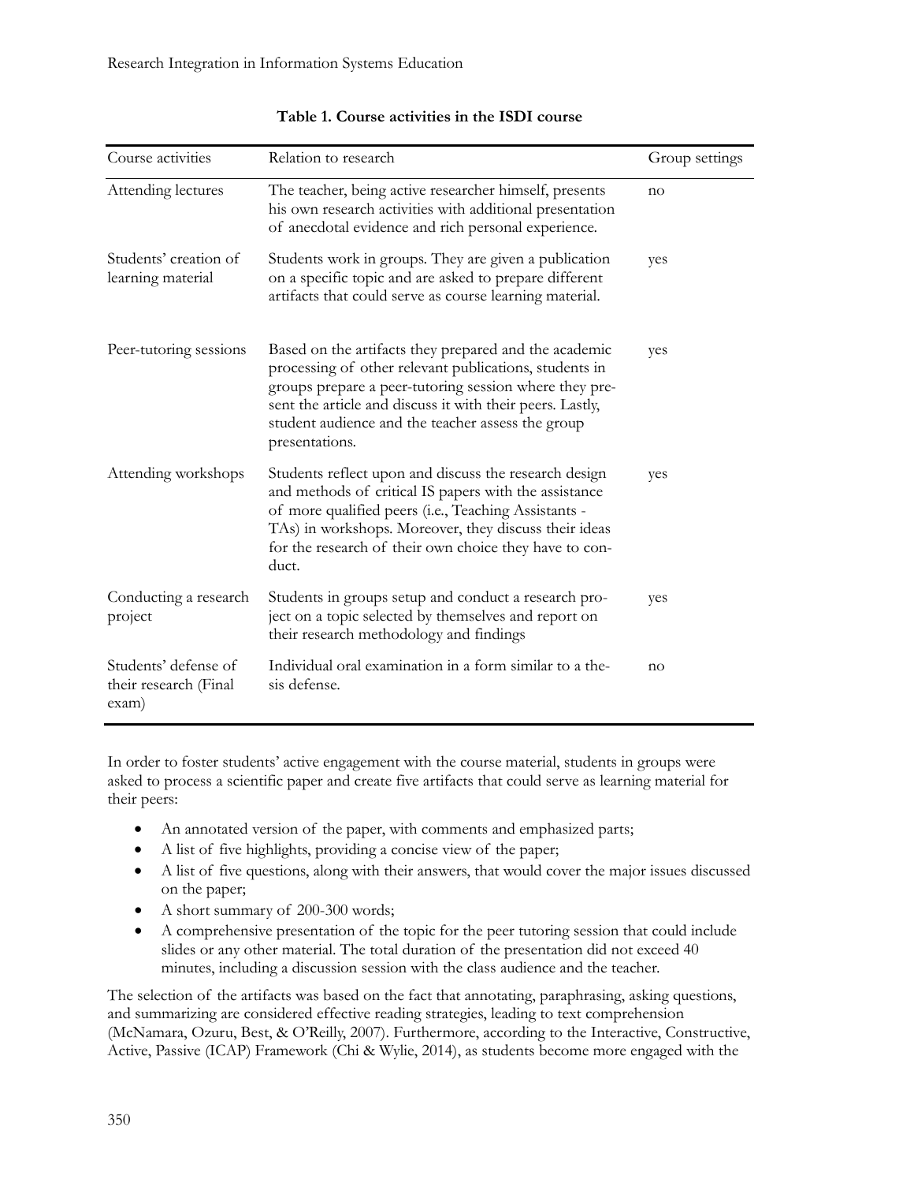**Table 1. Course activities in the ISDI course**

| Course activities | Relation to research | Group settings |
|---|---|---|
| Attending lectures | The teacher, being active researcher himself, presents his own research activities with additional presentation of anecdotal evidence and rich personal experience. | no |
| Students' creation of learning material | Students work in groups. They are given a publication on a specific topic and are asked to prepare different artifacts that could serve as course learning material. | yes |
| Peer-tutoring sessions | Based on the artifacts they prepared and the academic processing of other relevant publications, students in groups prepare a peer-tutoring session where they present the article and discuss it with their peers. Lastly, student audience and the teacher assess the group presentations. | yes |
| Attending workshops | Students reflect upon and discuss the research design and methods of critical IS papers with the assistance of more qualified peers (i.e., Teaching Assistants - TAs) in workshops. Moreover, they discuss their ideas for the research of their own choice they have to conduct. | yes |
| Conducting a research project | Students in groups setup and conduct a research project on a topic selected by themselves and report on their research methodology and findings | yes |
| Students' defense of their research (Final exam) | Individual oral examination in a form similar to a thesis defense. | no |

In order to foster students' active engagement with the course material, students in groups were asked to process a scientific paper and create five artifacts that could serve as learning material for their peers:

- An annotated version of the paper, with comments and emphasized parts;
- A list of five highlights, providing a concise view of the paper;
- A list of five questions, along with their answers, that would cover the major issues discussed on the paper;
- A short summary of 200-300 words;
- A comprehensive presentation of the topic for the peer tutoring session that could include slides or any other material. The total duration of the presentation did not exceed 40 minutes, including a discussion session with the class audience and the teacher.

The selection of the artifacts was based on the fact that annotating, paraphrasing, asking questions, and summarizing are considered effective reading strategies, leading to text comprehension (McNamara, Ozuru, Best, & O'Reilly, 2007). Furthermore, according to the Interactive, Constructive, Active, Passive (ICAP) Framework (Chi & Wylie, 2014), as students become more engaged with the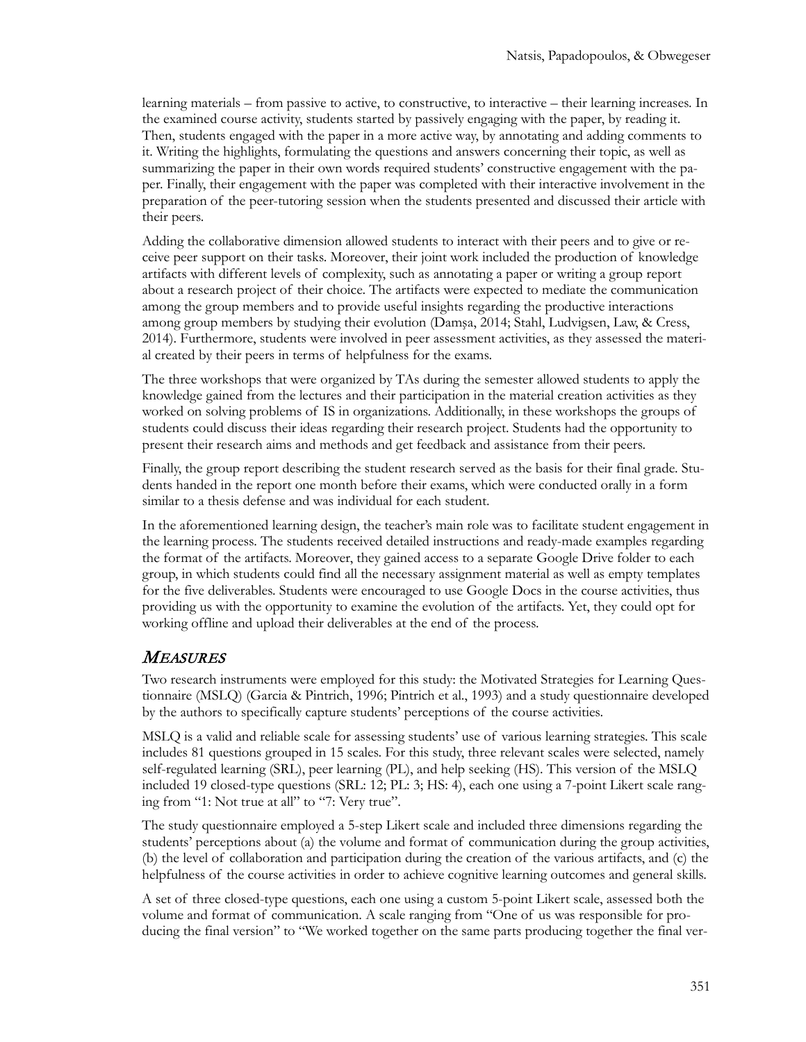learning materials – from passive to active, to constructive, to interactive – their learning increases. In the examined course activity, students started by passively engaging with the paper, by reading it. Then, students engaged with the paper in a more active way, by annotating and adding comments to it. Writing the highlights, formulating the questions and answers concerning their topic, as well as summarizing the paper in their own words required students' constructive engagement with the paper. Finally, their engagement with the paper was completed with their interactive involvement in the preparation of the peer-tutoring session when the students presented and discussed their article with their peers.

Adding the collaborative dimension allowed students to interact with their peers and to give or receive peer support on their tasks. Moreover, their joint work included the production of knowledge artifacts with different levels of complexity, such as annotating a paper or writing a group report about a research project of their choice. The artifacts were expected to mediate the communication among the group members and to provide useful insights regarding the productive interactions among group members by studying their evolution (Damșa, 2014; Stahl, Ludvigsen, Law, & Cress, 2014). Furthermore, students were involved in peer assessment activities, as they assessed the material created by their peers in terms of helpfulness for the exams.

The three workshops that were organized by TAs during the semester allowed students to apply the knowledge gained from the lectures and their participation in the material creation activities as they worked on solving problems of IS in organizations. Additionally, in these workshops the groups of students could discuss their ideas regarding their research project. Students had the opportunity to present their research aims and methods and get feedback and assistance from their peers.

Finally, the group report describing the student research served as the basis for their final grade. Students handed in the report one month before their exams, which were conducted orally in a form similar to a thesis defense and was individual for each student.

In the aforementioned learning design, the teacher's main role was to facilitate student engagement in the learning process. The students received detailed instructions and ready-made examples regarding the format of the artifacts. Moreover, they gained access to a separate Google Drive folder to each group, in which students could find all the necessary assignment material as well as empty templates for the five deliverables. Students were encouraged to use Google Docs in the course activities, thus providing us with the opportunity to examine the evolution of the artifacts. Yet, they could opt for working offline and upload their deliverables at the end of the process.

## *Measures*

Two research instruments were employed for this study: the Motivated Strategies for Learning Questionnaire (MSLQ) (Garcia & Pintrich, 1996; Pintrich et al., 1993) and a study questionnaire developed by the authors to specifically capture students' perceptions of the course activities.

MSLQ is a valid and reliable scale for assessing students' use of various learning strategies. This scale includes 81 questions grouped in 15 scales. For this study, three relevant scales were selected, namely self-regulated learning (SRL), peer learning (PL), and help seeking (HS). This version of the MSLQ included 19 closed-type questions (SRL: 12; PL: 3; HS: 4), each one using a 7-point Likert scale ranging from "1: Not true at all" to "7: Very true".

The study questionnaire employed a 5-step Likert scale and included three dimensions regarding the students' perceptions about (a) the volume and format of communication during the group activities, (b) the level of collaboration and participation during the creation of the various artifacts, and (c) the helpfulness of the course activities in order to achieve cognitive learning outcomes and general skills.

A set of three closed-type questions, each one using a custom 5-point Likert scale, assessed both the volume and format of communication. A scale ranging from "One of us was responsible for producing the final version" to "We worked together on the same parts producing together the final ver-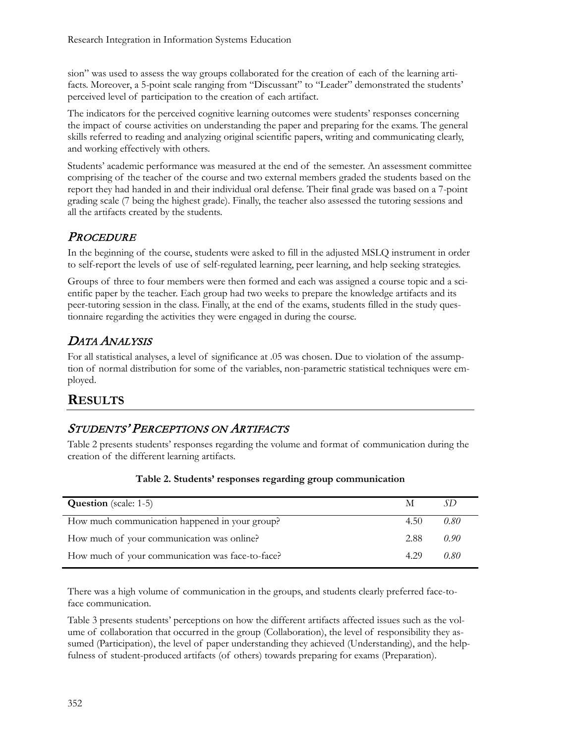sion" was used to assess the way groups collaborated for the creation of each of the learning artifacts. Moreover, a 5-point scale ranging from "Discussant" to "Leader" demonstrated the students' perceived level of participation to the creation of each artifact.

The indicators for the perceived cognitive learning outcomes were students' responses concerning the impact of course activities on understanding the paper and preparing for the exams. The general skills referred to reading and analyzing original scientific papers, writing and communicating clearly, and working effectively with others.

Students' academic performance was measured at the end of the semester. An assessment committee comprising of the teacher of the course and two external members graded the students based on the report they had handed in and their individual oral defense. Their final grade was based on a 7-point grading scale (7 being the highest grade). Finally, the teacher also assessed the tutoring sessions and all the artifacts created by the students.

## *Procedure*

In the beginning of the course, students were asked to fill in the adjusted MSLQ instrument in order to self-report the levels of use of self-regulated learning, peer learning, and help seeking strategies.

Groups of three to four members were then formed and each was assigned a course topic and a scientific paper by the teacher. Each group had two weeks to prepare the knowledge artifacts and its peer-tutoring session in the class. Finally, at the end of the exams, students filled in the study questionnaire regarding the activities they were engaged in during the course.

## *Data Analysis*

For all statistical analyses, a level of significance at .05 was chosen. Due to violation of the assumption of normal distribution for some of the variables, non-parametric statistical techniques were employed.

# **Results**

## *Students' Perceptions on Artifacts*

Table 2 presents students' responses regarding the volume and format of communication during the creation of the different learning artifacts.

**Table 2. Students' responses regarding group communication**

| **Question** (scale: 1-5) | M | *SD* |
|---|---|---|
| How much communication happened in your group? | 4.50 | *0.80* |
| How much of your communication was online? | 2.88 | *0.90* |
| How much of your communication was face-to-face? | 4.29 | *0.80* |

There was a high volume of communication in the groups, and students clearly preferred face-to-face communication.

Table 3 presents students' perceptions on how the different artifacts affected issues such as the volume of collaboration that occurred in the group (Collaboration), the level of responsibility they assumed (Participation), the level of paper understanding they achieved (Understanding), and the helpfulness of student-produced artifacts (of others) towards preparing for exams (Preparation).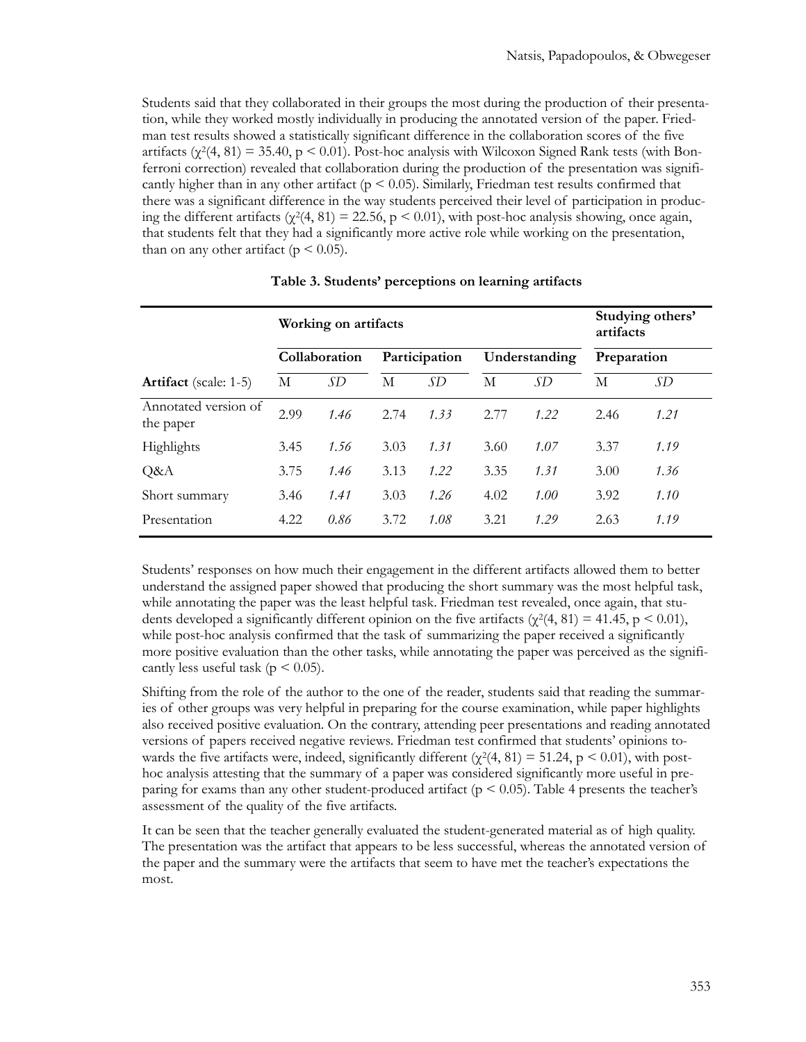Students said that they collaborated in their groups the most during the production of their presentation, while they worked mostly individually in producing the annotated version of the paper. Friedman test results showed a statistically significant difference in the collaboration scores of the five artifacts ($\chi^2(4, 81) = 35.40$, $p < 0.01$). Post-hoc analysis with Wilcoxon Signed Rank tests (with Bonferroni correction) revealed that collaboration during the production of the presentation was significantly higher than in any other artifact ($p < 0.05$). Similarly, Friedman test results confirmed that there was a significant difference in the way students perceived their level of participation in producing the different artifacts ($\chi^2(4, 81) = 22.56$, $p < 0.01$), with post-hoc analysis showing, once again, that students felt that they had a significantly more active role while working on the presentation, than on any other artifact ($p < 0.05$).

**Table 3. Students' perceptions on learning artifacts**

| | Working on artifacts | | | | | | Studying others' artifacts | |
|---|---|---|---|---|---|---|---|---|
| | Collaboration | | Participation | | Understanding | | Preparation | |
| **Artifact** (scale: 1-5) | M | *SD* | M | *SD* | M | *SD* | M | *SD* |
| Annotated version of the paper | 2.99 | *1.46* | 2.74 | *1.33* | 2.77 | *1.22* | 2.46 | *1.21* |
| Highlights | 3.45 | *1.56* | 3.03 | *1.31* | 3.60 | *1.07* | 3.37 | *1.19* |
| Q&A | 3.75 | *1.46* | 3.13 | *1.22* | 3.35 | *1.31* | 3.00 | *1.36* |
| Short summary | 3.46 | *1.41* | 3.03 | *1.26* | 4.02 | *1.00* | 3.92 | *1.10* |
| Presentation | 4.22 | *0.86* | 3.72 | *1.08* | 3.21 | *1.29* | 2.63 | *1.19* |

Students' responses on how much their engagement in the different artifacts allowed them to better understand the assigned paper showed that producing the short summary was the most helpful task, while annotating the paper was the least helpful task. Friedman test revealed, once again, that students developed a significantly different opinion on the five artifacts ($\chi^2(4, 81) = 41.45$, $p < 0.01$), while post-hoc analysis confirmed that the task of summarizing the paper received a significantly more positive evaluation than the other tasks, while annotating the paper was perceived as the significantly less useful task ($p < 0.05$).

Shifting from the role of the author to the one of the reader, students said that reading the summaries of other groups was very helpful in preparing for the course examination, while paper highlights also received positive evaluation. On the contrary, attending peer presentations and reading annotated versions of papers received negative reviews. Friedman test confirmed that students' opinions towards the five artifacts were, indeed, significantly different ($\chi^2(4, 81) = 51.24$, $p < 0.01$), with post-hoc analysis attesting that the summary of a paper was considered significantly more useful in preparing for exams than any other student-produced artifact ($p < 0.05$). Table 4 presents the teacher's assessment of the quality of the five artifacts.

It can be seen that the teacher generally evaluated the student-generated material as of high quality. The presentation was the artifact that appears to be less successful, whereas the annotated version of the paper and the summary were the artifacts that seem to have met the teacher's expectations the most.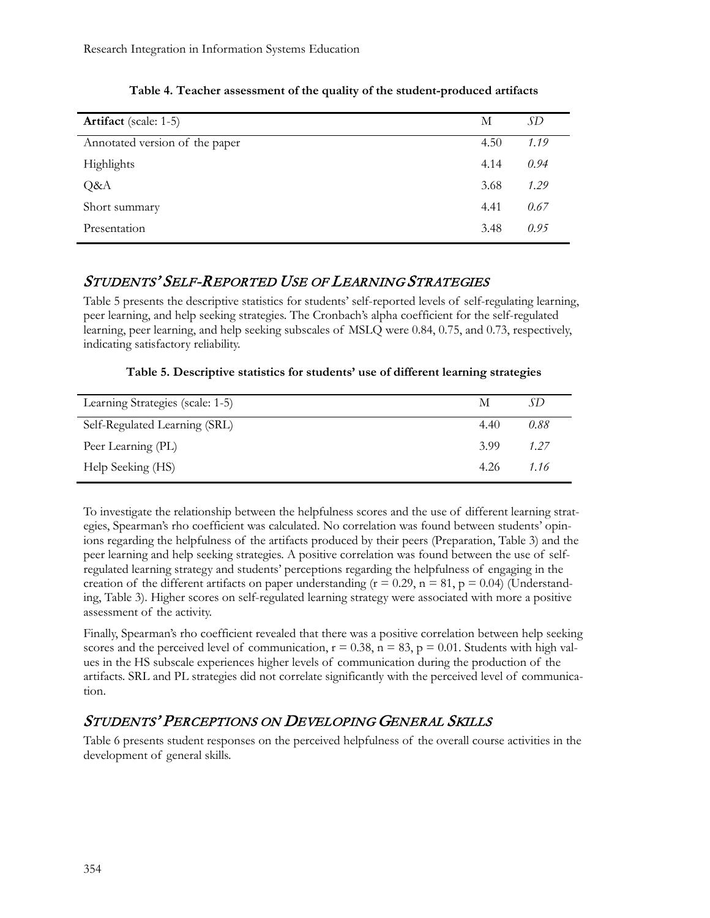**Table 4. Teacher assessment of the quality of the student-produced artifacts**

| **Artifact** (scale: 1-5) | M | *SD* |
|---|---|---|
| Annotated version of the paper | 4.50 | *1.19* |
| Highlights | 4.14 | *0.94* |
| Q&A | 3.68 | *1.29* |
| Short summary | 4.41 | *0.67* |
| Presentation | 3.48 | *0.95* |

## *Students' Self-Reported Use of Learning Strategies*

Table 5 presents the descriptive statistics for students' self-reported levels of self-regulating learning, peer learning, and help seeking strategies. The Cronbach's alpha coefficient for the self-regulated learning, peer learning, and help seeking subscales of MSLQ were 0.84, 0.75, and 0.73, respectively, indicating satisfactory reliability.

**Table 5. Descriptive statistics for students' use of different learning strategies**

| Learning Strategies (scale: 1-5) | M | *SD* |
|---|---|---|
| Self-Regulated Learning (SRL) | 4.40 | *0.88* |
| Peer Learning (PL) | 3.99 | *1.27* |
| Help Seeking (HS) | 4.26 | *1.16* |

To investigate the relationship between the helpfulness scores and the use of different learning strategies, Spearman's rho coefficient was calculated. No correlation was found between students' opinions regarding the helpfulness of the artifacts produced by their peers (Preparation, Table 3) and the peer learning and help seeking strategies. A positive correlation was found between the use of self-regulated learning strategy and students' perceptions regarding the helpfulness of engaging in the creation of the different artifacts on paper understanding ($r = 0.29$, $n = 81$, $p = 0.04$) (Understanding, Table 3). Higher scores on self-regulated learning strategy were associated with more a positive assessment of the activity.

Finally, Spearman's rho coefficient revealed that there was a positive correlation between help seeking scores and the perceived level of communication, $r = 0.38$, $n = 83$, $p = 0.01$. Students with high values in the HS subscale experiences higher levels of communication during the production of the artifacts. SRL and PL strategies did not correlate significantly with the perceived level of communication.

## *Students' Perceptions on Developing General Skills*

Table 6 presents student responses on the perceived helpfulness of the overall course activities in the development of general skills.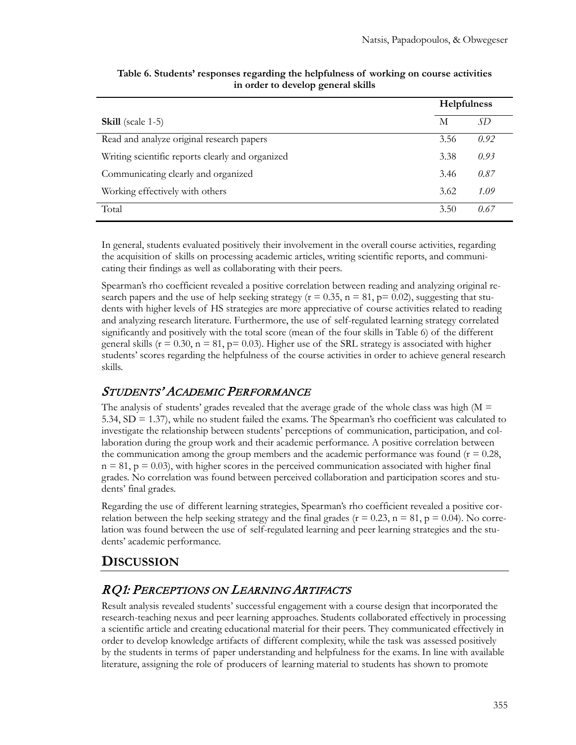**Table 6. Students' responses regarding the helpfulness of working on course activities in order to develop general skills**

| | Helpfulness | |
|---|---|---|
| **Skill** (scale 1-5) | M | *SD* |
| Read and analyze original research papers | 3.56 | *0.92* |
| Writing scientific reports clearly and organized | 3.38 | *0.93* |
| Communicating clearly and organized | 3.46 | *0.87* |
| Working effectively with others | 3.62 | *1.09* |
| Total | 3.50 | *0.67* |

In general, students evaluated positively their involvement in the overall course activities, regarding the acquisition of skills on processing academic articles, writing scientific reports, and communicating their findings as well as collaborating with their peers.

Spearman's rho coefficient revealed a positive correlation between reading and analyzing original research papers and the use of help seeking strategy ($r = 0.35$, $n = 81$, $p = 0.02$), suggesting that students with higher levels of HS strategies are more appreciative of course activities related to reading and analyzing research literature. Furthermore, the use of self-regulated learning strategy correlated significantly and positively with the total score (mean of the four skills in Table 6) of the different general skills ($r = 0.30$, $n = 81$, $p = 0.03$). Higher use of the SRL strategy is associated with higher students' scores regarding the helpfulness of the course activities in order to achieve general research skills.

### *Students' Academic Performance*

The analysis of students' grades revealed that the average grade of the whole class was high ($M = 5.34$, $SD = 1.37$), while no student failed the exams. The Spearman's rho coefficient was calculated to investigate the relationship between students' perceptions of communication, participation, and collaboration during the group work and their academic performance. A positive correlation between the communication among the group members and the academic performance was found ($r = 0.28$, $n = 81$, $p = 0.03$), with higher scores in the perceived communication associated with higher final grades. No correlation was found between perceived collaboration and participation scores and students' final grades.

Regarding the use of different learning strategies, Spearman's rho coefficient revealed a positive correlation between the help seeking strategy and the final grades ($r = 0.23$, $n = 81$, $p = 0.04$). No correlation was found between the use of self-regulated learning and peer learning strategies and the students' academic performance.

## Discussion

### *RQ1: Perceptions on Learning Artifacts*

Result analysis revealed students' successful engagement with a course design that incorporated the research-teaching nexus and peer learning approaches. Students collaborated effectively in processing a scientific article and creating educational material for their peers. They communicated effectively in order to develop knowledge artifacts of different complexity, while the task was assessed positively by the students in terms of paper understanding and helpfulness for the exams. In line with available literature, assigning the role of producers of learning material to students has shown to promote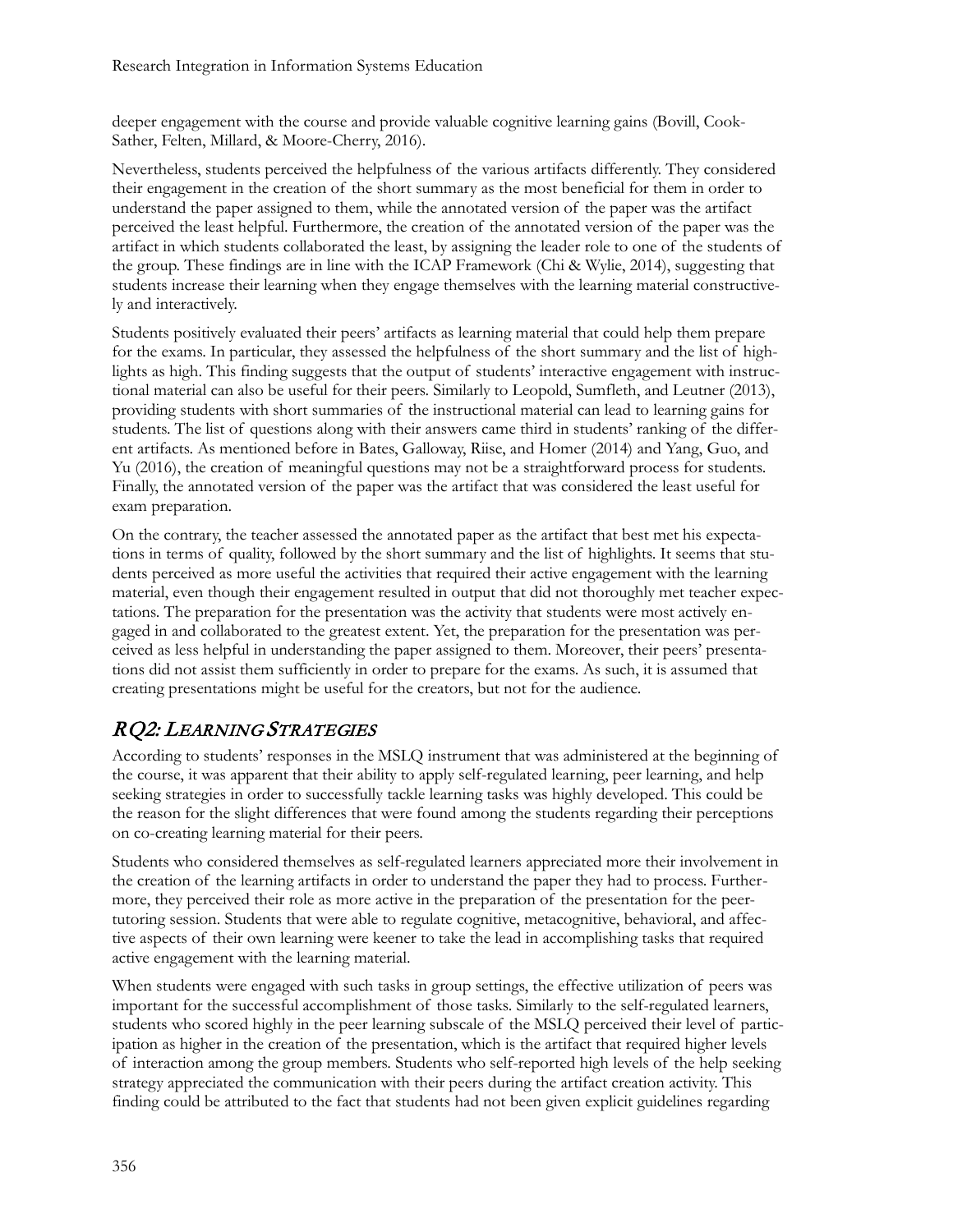deeper engagement with the course and provide valuable cognitive learning gains (Bovill, Cook-Sather, Felten, Millard, & Moore-Cherry, 2016).

Nevertheless, students perceived the helpfulness of the various artifacts differently. They considered their engagement in the creation of the short summary as the most beneficial for them in order to understand the paper assigned to them, while the annotated version of the paper was the artifact perceived the least helpful. Furthermore, the creation of the annotated version of the paper was the artifact in which students collaborated the least, by assigning the leader role to one of the students of the group. These findings are in line with the ICAP Framework (Chi & Wylie, 2014), suggesting that students increase their learning when they engage themselves with the learning material constructively and interactively.

Students positively evaluated their peers' artifacts as learning material that could help them prepare for the exams. In particular, they assessed the helpfulness of the short summary and the list of highlights as high. This finding suggests that the output of students' interactive engagement with instructional material can also be useful for their peers. Similarly to Leopold, Sumfleth, and Leutner (2013), providing students with short summaries of the instructional material can lead to learning gains for students. The list of questions along with their answers came third in students' ranking of the different artifacts. As mentioned before in Bates, Galloway, Riise, and Homer (2014) and Yang, Guo, and Yu (2016), the creation of meaningful questions may not be a straightforward process for students. Finally, the annotated version of the paper was the artifact that was considered the least useful for exam preparation.

On the contrary, the teacher assessed the annotated paper as the artifact that best met his expectations in terms of quality, followed by the short summary and the list of highlights. It seems that students perceived as more useful the activities that required their active engagement with the learning material, even though their engagement resulted in output that did not thoroughly met teacher expectations. The preparation for the presentation was the activity that students were most actively engaged in and collaborated to the greatest extent. Yet, the preparation for the presentation was perceived as less helpful in understanding the paper assigned to them. Moreover, their peers' presentations did not assist them sufficiently in order to prepare for the exams. As such, it is assumed that creating presentations might be useful for the creators, but not for the audience.

## RQ2: Learning Strategies

According to students' responses in the MSLQ instrument that was administered at the beginning of the course, it was apparent that their ability to apply self-regulated learning, peer learning, and help seeking strategies in order to successfully tackle learning tasks was highly developed. This could be the reason for the slight differences that were found among the students regarding their perceptions on co-creating learning material for their peers.

Students who considered themselves as self-regulated learners appreciated more their involvement in the creation of the learning artifacts in order to understand the paper they had to process. Furthermore, they perceived their role as more active in the preparation of the presentation for the peer-tutoring session. Students that were able to regulate cognitive, metacognitive, behavioral, and affective aspects of their own learning were keener to take the lead in accomplishing tasks that required active engagement with the learning material.

When students were engaged with such tasks in group settings, the effective utilization of peers was important for the successful accomplishment of those tasks. Similarly to the self-regulated learners, students who scored highly in the peer learning subscale of the MSLQ perceived their level of participation as higher in the creation of the presentation, which is the artifact that required higher levels of interaction among the group members. Students who self-reported high levels of the help seeking strategy appreciated the communication with their peers during the artifact creation activity. This finding could be attributed to the fact that students had not been given explicit guidelines regarding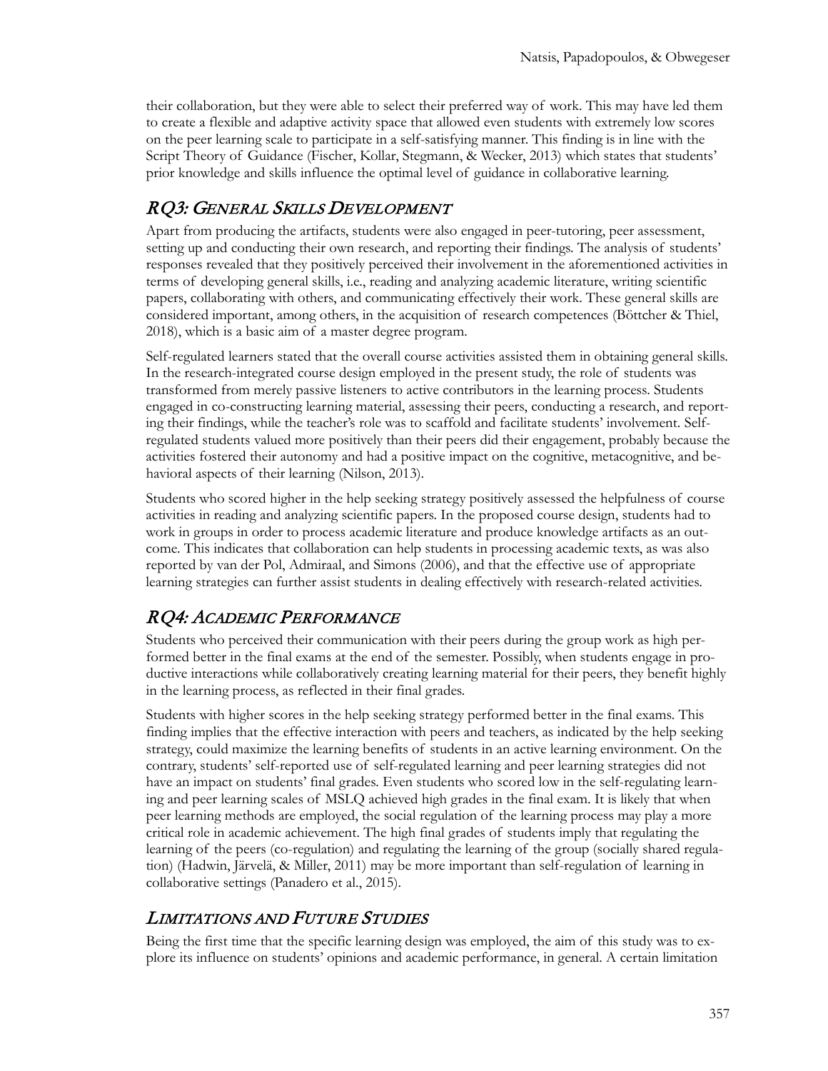their collaboration, but they were able to select their preferred way of work. This may have led them to create a flexible and adaptive activity space that allowed even students with extremely low scores on the peer learning scale to participate in a self-satisfying manner. This finding is in line with the Script Theory of Guidance (Fischer, Kollar, Stegmann, & Wecker, 2013) which states that students' prior knowledge and skills influence the optimal level of guidance in collaborative learning.

## *RQ3: General Skills Development*

Apart from producing the artifacts, students were also engaged in peer-tutoring, peer assessment, setting up and conducting their own research, and reporting their findings. The analysis of students' responses revealed that they positively perceived their involvement in the aforementioned activities in terms of developing general skills, i.e., reading and analyzing academic literature, writing scientific papers, collaborating with others, and communicating effectively their work. These general skills are considered important, among others, in the acquisition of research competences (Böttcher & Thiel, 2018), which is a basic aim of a master degree program.

Self-regulated learners stated that the overall course activities assisted them in obtaining general skills. In the research-integrated course design employed in the present study, the role of students was transformed from merely passive listeners to active contributors in the learning process. Students engaged in co-constructing learning material, assessing their peers, conducting a research, and reporting their findings, while the teacher's role was to scaffold and facilitate students' involvement. Self-regulated students valued more positively than their peers did their engagement, probably because the activities fostered their autonomy and had a positive impact on the cognitive, metacognitive, and behavioral aspects of their learning (Nilson, 2013).

Students who scored higher in the help seeking strategy positively assessed the helpfulness of course activities in reading and analyzing scientific papers. In the proposed course design, students had to work in groups in order to process academic literature and produce knowledge artifacts as an outcome. This indicates that collaboration can help students in processing academic texts, as was also reported by van der Pol, Admiraal, and Simons (2006), and that the effective use of appropriate learning strategies can further assist students in dealing effectively with research-related activities.

## *RQ4: Academic Performance*

Students who perceived their communication with their peers during the group work as high performed better in the final exams at the end of the semester. Possibly, when students engage in productive interactions while collaboratively creating learning material for their peers, they benefit highly in the learning process, as reflected in their final grades.

Students with higher scores in the help seeking strategy performed better in the final exams. This finding implies that the effective interaction with peers and teachers, as indicated by the help seeking strategy, could maximize the learning benefits of students in an active learning environment. On the contrary, students' self-reported use of self-regulated learning and peer learning strategies did not have an impact on students' final grades. Even students who scored low in the self-regulating learning and peer learning scales of MSLQ achieved high grades in the final exam. It is likely that when peer learning methods are employed, the social regulation of the learning process may play a more critical role in academic achievement. The high final grades of students imply that regulating the learning of the peers (co-regulation) and regulating the learning of the group (socially shared regulation) (Hadwin, Järvelä, & Miller, 2011) may be more important than self-regulation of learning in collaborative settings (Panadero et al., 2015).

## *Limitations and Future Studies*

Being the first time that the specific learning design was employed, the aim of this study was to explore its influence on students' opinions and academic performance, in general. A certain limitation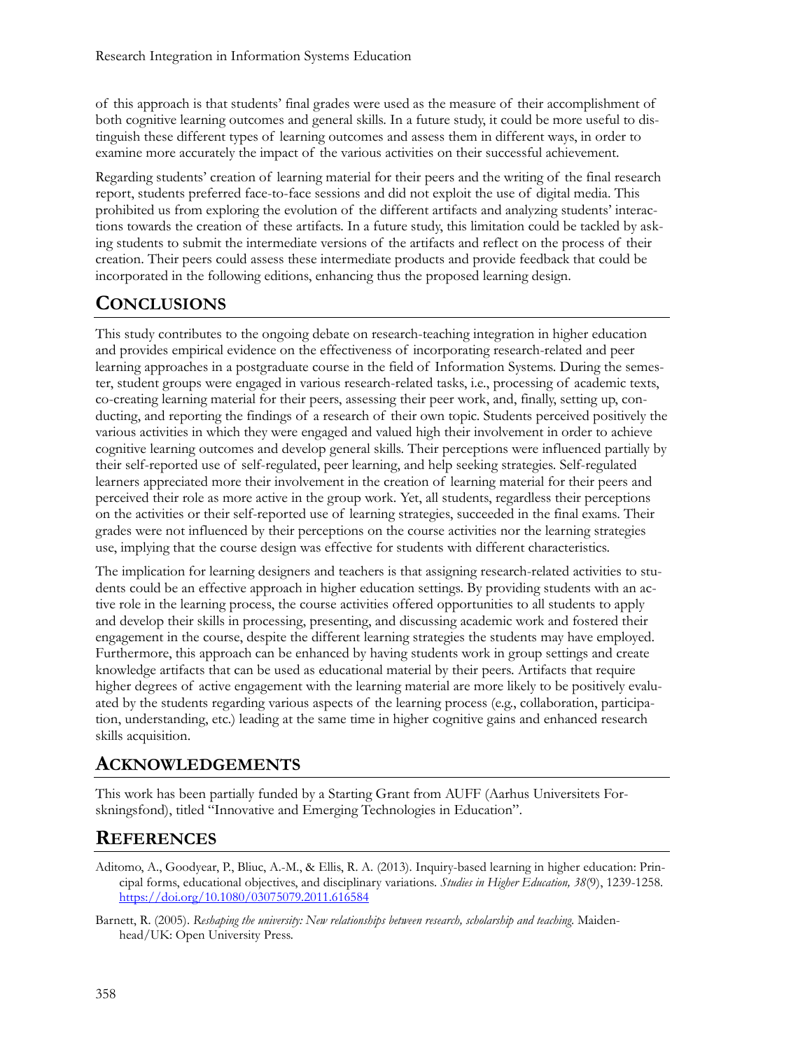of this approach is that students' final grades were used as the measure of their accomplishment of both cognitive learning outcomes and general skills. In a future study, it could be more useful to distinguish these different types of learning outcomes and assess them in different ways, in order to examine more accurately the impact of the various activities on their successful achievement.

Regarding students' creation of learning material for their peers and the writing of the final research report, students preferred face-to-face sessions and did not exploit the use of digital media. This prohibited us from exploring the evolution of the different artifacts and analyzing students' interactions towards the creation of these artifacts. In a future study, this limitation could be tackled by asking students to submit the intermediate versions of the artifacts and reflect on the process of their creation. Their peers could assess these intermediate products and provide feedback that could be incorporated in the following editions, enhancing thus the proposed learning design.

## CONCLUSIONS

This study contributes to the ongoing debate on research-teaching integration in higher education and provides empirical evidence on the effectiveness of incorporating research-related and peer learning approaches in a postgraduate course in the field of Information Systems. During the semester, student groups were engaged in various research-related tasks, i.e., processing of academic texts, co-creating learning material for their peers, assessing their peer work, and, finally, setting up, conducting, and reporting the findings of a research of their own topic. Students perceived positively the various activities in which they were engaged and valued high their involvement in order to achieve cognitive learning outcomes and develop general skills. Their perceptions were influenced partially by their self-reported use of self-regulated, peer learning, and help seeking strategies. Self-regulated learners appreciated more their involvement in the creation of learning material for their peers and perceived their role as more active in the group work. Yet, all students, regardless their perceptions on the activities or their self-reported use of learning strategies, succeeded in the final exams. Their grades were not influenced by their perceptions on the course activities nor the learning strategies use, implying that the course design was effective for students with different characteristics.

The implication for learning designers and teachers is that assigning research-related activities to students could be an effective approach in higher education settings. By providing students with an active role in the learning process, the course activities offered opportunities to all students to apply and develop their skills in processing, presenting, and discussing academic work and fostered their engagement in the course, despite the different learning strategies the students may have employed. Furthermore, this approach can be enhanced by having students work in group settings and create knowledge artifacts that can be used as educational material by their peers. Artifacts that require higher degrees of active engagement with the learning material are more likely to be positively evaluated by the students regarding various aspects of the learning process (e.g., collaboration, participation, understanding, etc.) leading at the same time in higher cognitive gains and enhanced research skills acquisition.

## ACKNOWLEDGEMENTS

This work has been partially funded by a Starting Grant from AUFF (Aarhus Universitets Forskningsfond), titled "Innovative and Emerging Technologies in Education".

## REFERENCES

Aditomo, A., Goodyear, P., Bliuc, A.-M., & Ellis, R. A. (2013). Inquiry-based learning in higher education: Principal forms, educational objectives, and disciplinary variations. *Studies in Higher Education, 38*(9), 1239-1258. https://doi.org/10.1080/03075079.2011.616584

Barnett, R. (2005). *Reshaping the university: New relationships between research, scholarship and teaching*. Maidenhead/UK: Open University Press.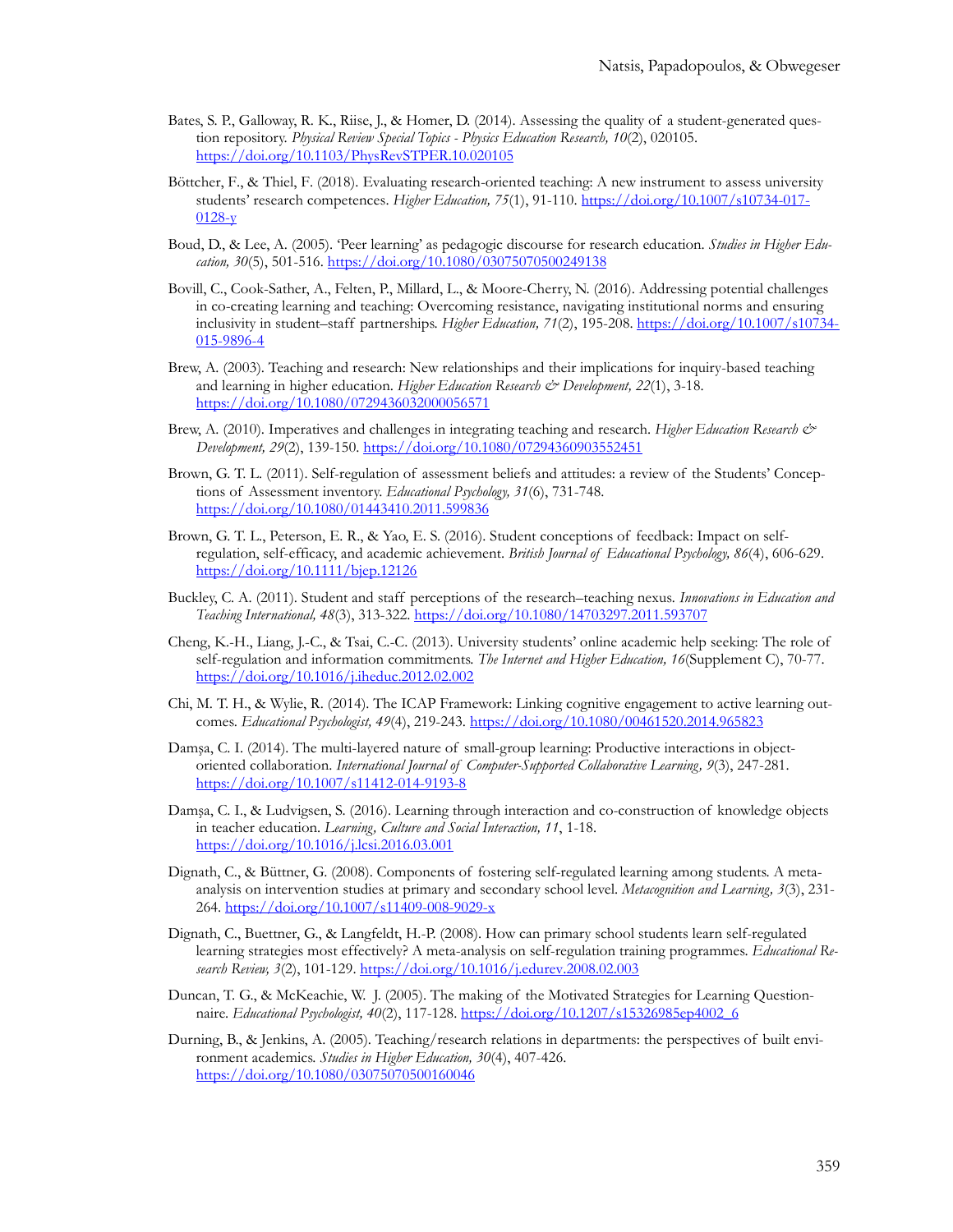Bates, S. P., Galloway, R. K., Riise, J., & Homer, D. (2014). Assessing the quality of a student-generated question repository. *Physical Review Special Topics - Physics Education Research, 10*(2), 020105. https://doi.org/10.1103/PhysRevSTPER.10.020105

Böttcher, F., & Thiel, F. (2018). Evaluating research-oriented teaching: A new instrument to assess university students' research competences. *Higher Education, 75*(1), 91-110. https://doi.org/10.1007/s10734-017-0128-y

Boud, D., & Lee, A. (2005). 'Peer learning' as pedagogic discourse for research education. *Studies in Higher Education, 30*(5), 501-516. https://doi.org/10.1080/03075070500249138

Bovill, C., Cook-Sather, A., Felten, P., Millard, L., & Moore-Cherry, N. (2016). Addressing potential challenges in co-creating learning and teaching: Overcoming resistance, navigating institutional norms and ensuring inclusivity in student–staff partnerships. *Higher Education, 71*(2), 195-208. https://doi.org/10.1007/s10734-015-9896-4

Brew, A. (2003). Teaching and research: New relationships and their implications for inquiry-based teaching and learning in higher education. *Higher Education Research & Development, 22*(1), 3-18. https://doi.org/10.1080/0729436032000056571

Brew, A. (2010). Imperatives and challenges in integrating teaching and research. *Higher Education Research & Development, 29*(2), 139-150. https://doi.org/10.1080/07294360903552451

Brown, G. T. L. (2011). Self-regulation of assessment beliefs and attitudes: a review of the Students' Conceptions of Assessment inventory. *Educational Psychology, 31*(6), 731-748. https://doi.org/10.1080/01443410.2011.599836

Brown, G. T. L., Peterson, E. R., & Yao, E. S. (2016). Student conceptions of feedback: Impact on self-regulation, self-efficacy, and academic achievement. *British Journal of Educational Psychology, 86*(4), 606-629. https://doi.org/10.1111/bjep.12126

Buckley, C. A. (2011). Student and staff perceptions of the research–teaching nexus. *Innovations in Education and Teaching International, 48*(3), 313-322. https://doi.org/10.1080/14703297.2011.593707

Cheng, K.-H., Liang, J.-C., & Tsai, C.-C. (2013). University students' online academic help seeking: The role of self-regulation and information commitments. *The Internet and Higher Education, 16*(Supplement C), 70-77. https://doi.org/10.1016/j.iheduc.2012.02.002

Chi, M. T. H., & Wylie, R. (2014). The ICAP Framework: Linking cognitive engagement to active learning outcomes. *Educational Psychologist, 49*(4), 219-243. https://doi.org/10.1080/00461520.2014.965823

Damşa, C. I. (2014). The multi-layered nature of small-group learning: Productive interactions in object-oriented collaboration. *International Journal of Computer-Supported Collaborative Learning, 9*(3), 247-281. https://doi.org/10.1007/s11412-014-9193-8

Damşa, C. I., & Ludvigsen, S. (2016). Learning through interaction and co-construction of knowledge objects in teacher education. *Learning, Culture and Social Interaction, 11*, 1-18. https://doi.org/10.1016/j.lcsi.2016.03.001

Dignath, C., & Büttner, G. (2008). Components of fostering self-regulated learning among students. A meta-analysis on intervention studies at primary and secondary school level. *Metacognition and Learning, 3*(3), 231-264. https://doi.org/10.1007/s11409-008-9029-x

Dignath, C., Buettner, G., & Langfeldt, H.-P. (2008). How can primary school students learn self-regulated learning strategies most effectively? A meta-analysis on self-regulation training programmes. *Educational Research Review, 3*(2), 101-129. https://doi.org/10.1016/j.edurev.2008.02.003

Duncan, T. G., & McKeachie, W. J. (2005). The making of the Motivated Strategies for Learning Questionnaire. *Educational Psychologist, 40*(2), 117-128. https://doi.org/10.1207/s15326985ep4002_6

Durning, B., & Jenkins, A. (2005). Teaching/research relations in departments: the perspectives of built environment academics. *Studies in Higher Education, 30*(4), 407-426. https://doi.org/10.1080/03075070500160046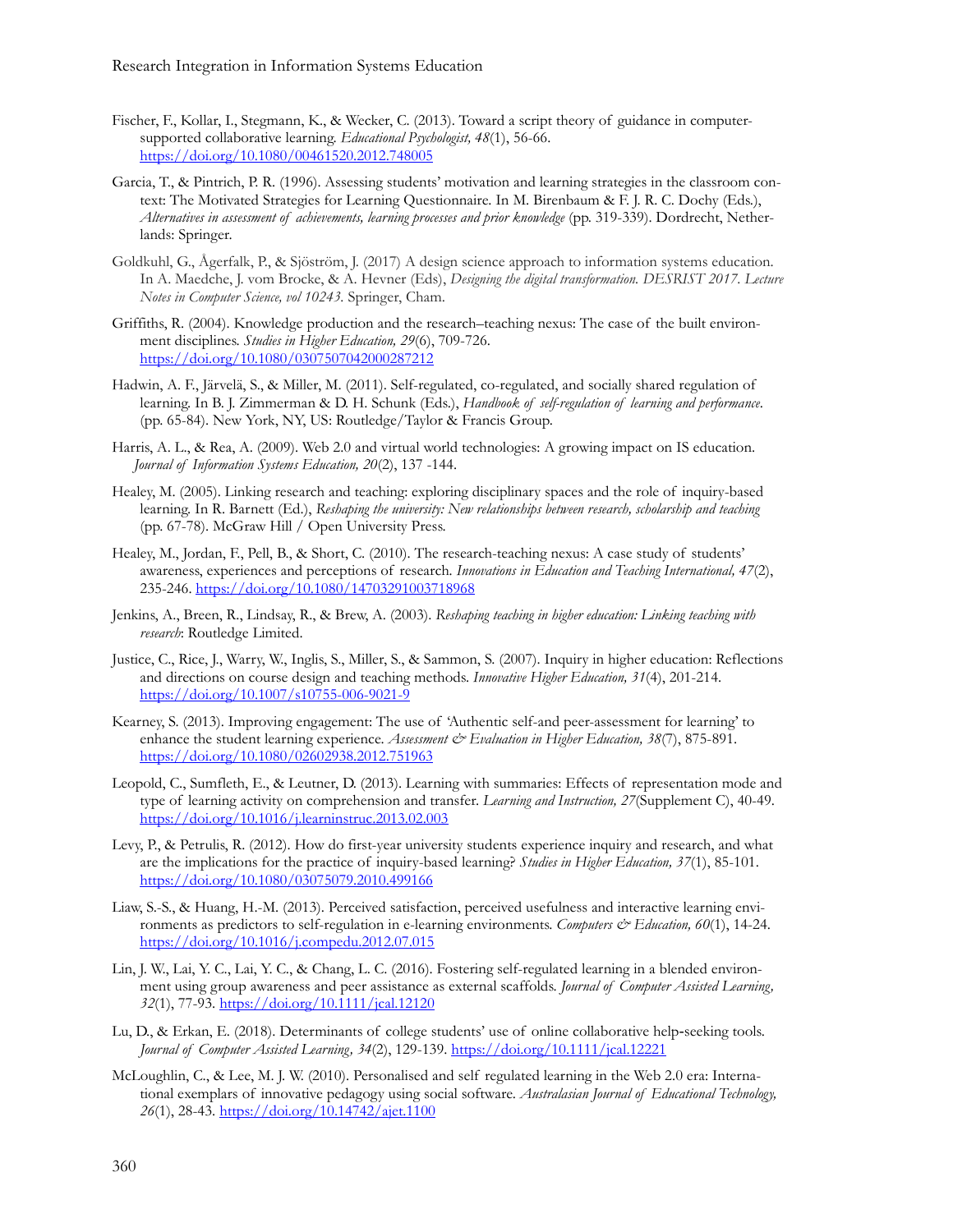Fischer, F., Kollar, I., Stegmann, K., & Wecker, C. (2013). Toward a script theory of guidance in computer-supported collaborative learning. *Educational Psychologist, 48*(1), 56-66. https://doi.org/10.1080/00461520.2012.748005

Garcia, T., & Pintrich, P. R. (1996). Assessing students' motivation and learning strategies in the classroom context: The Motivated Strategies for Learning Questionnaire. In M. Birenbaum & F. J. R. C. Dochy (Eds.), *Alternatives in assessment of achievements, learning processes and prior knowledge* (pp. 319-339). Dordrecht, Netherlands: Springer.

Goldkuhl, G., Ågerfalk, P., & Sjöström, J. (2017) A design science approach to information systems education. In A. Maedche, J. vom Brocke, & A. Hevner (Eds), *Designing the digital transformation. DESRIST 2017. Lecture Notes in Computer Science, vol 10243.* Springer, Cham.

Griffiths, R. (2004). Knowledge production and the research–teaching nexus: The case of the built environment disciplines. *Studies in Higher Education, 29*(6), 709-726. https://doi.org/10.1080/0307507042000287212

Hadwin, A. F., Järvelä, S., & Miller, M. (2011). Self-regulated, co-regulated, and socially shared regulation of learning. In B. J. Zimmerman & D. H. Schunk (Eds.), *Handbook of self-regulation of learning and performance*. (pp. 65-84). New York, NY, US: Routledge/Taylor & Francis Group.

Harris, A. L., & Rea, A. (2009). Web 2.0 and virtual world technologies: A growing impact on IS education. *Journal of Information Systems Education, 20*(2), 137 -144.

Healey, M. (2005). Linking research and teaching: exploring disciplinary spaces and the role of inquiry-based learning. In R. Barnett (Ed.), *Reshaping the university: New relationships between research, scholarship and teaching* (pp. 67-78). McGraw Hill / Open University Press.

Healey, M., Jordan, F., Pell, B., & Short, C. (2010). The research-teaching nexus: A case study of students' awareness, experiences and perceptions of research. *Innovations in Education and Teaching International, 47*(2), 235-246. https://doi.org/10.1080/14703291003718968

Jenkins, A., Breen, R., Lindsay, R., & Brew, A. (2003). *Reshaping teaching in higher education: Linking teaching with research*: Routledge Limited.

Justice, C., Rice, J., Warry, W., Inglis, S., Miller, S., & Sammon, S. (2007). Inquiry in higher education: Reflections and directions on course design and teaching methods. *Innovative Higher Education, 31*(4), 201-214. https://doi.org/10.1007/s10755-006-9021-9

Kearney, S. (2013). Improving engagement: The use of 'Authentic self-and peer-assessment for learning' to enhance the student learning experience. *Assessment & Evaluation in Higher Education, 38*(7), 875-891. https://doi.org/10.1080/02602938.2012.751963

Leopold, C., Sumfleth, E., & Leutner, D. (2013). Learning with summaries: Effects of representation mode and type of learning activity on comprehension and transfer. *Learning and Instruction, 27*(Supplement C), 40-49. https://doi.org/10.1016/j.learninstruc.2013.02.003

Levy, P., & Petrulis, R. (2012). How do first-year university students experience inquiry and research, and what are the implications for the practice of inquiry-based learning? *Studies in Higher Education, 37*(1), 85-101. https://doi.org/10.1080/03075079.2010.499166

Liaw, S.-S., & Huang, H.-M. (2013). Perceived satisfaction, perceived usefulness and interactive learning environments as predictors to self-regulation in e-learning environments. *Computers & Education, 60*(1), 14-24. https://doi.org/10.1016/j.compedu.2012.07.015

Lin, J. W., Lai, Y. C., Lai, Y. C., & Chang, L. C. (2016). Fostering self-regulated learning in a blended environment using group awareness and peer assistance as external scaffolds. *Journal of Computer Assisted Learning, 32*(1), 77-93. https://doi.org/10.1111/jcal.12120

Lu, D., & Erkan, E. (2018). Determinants of college students' use of online collaborative help-seeking tools. *Journal of Computer Assisted Learning, 34*(2), 129-139. https://doi.org/10.1111/jcal.12221

McLoughlin, C., & Lee, M. J. W. (2010). Personalised and self regulated learning in the Web 2.0 era: International exemplars of innovative pedagogy using social software. *Australasian Journal of Educational Technology, 26*(1), 28-43. https://doi.org/10.14742/ajet.1100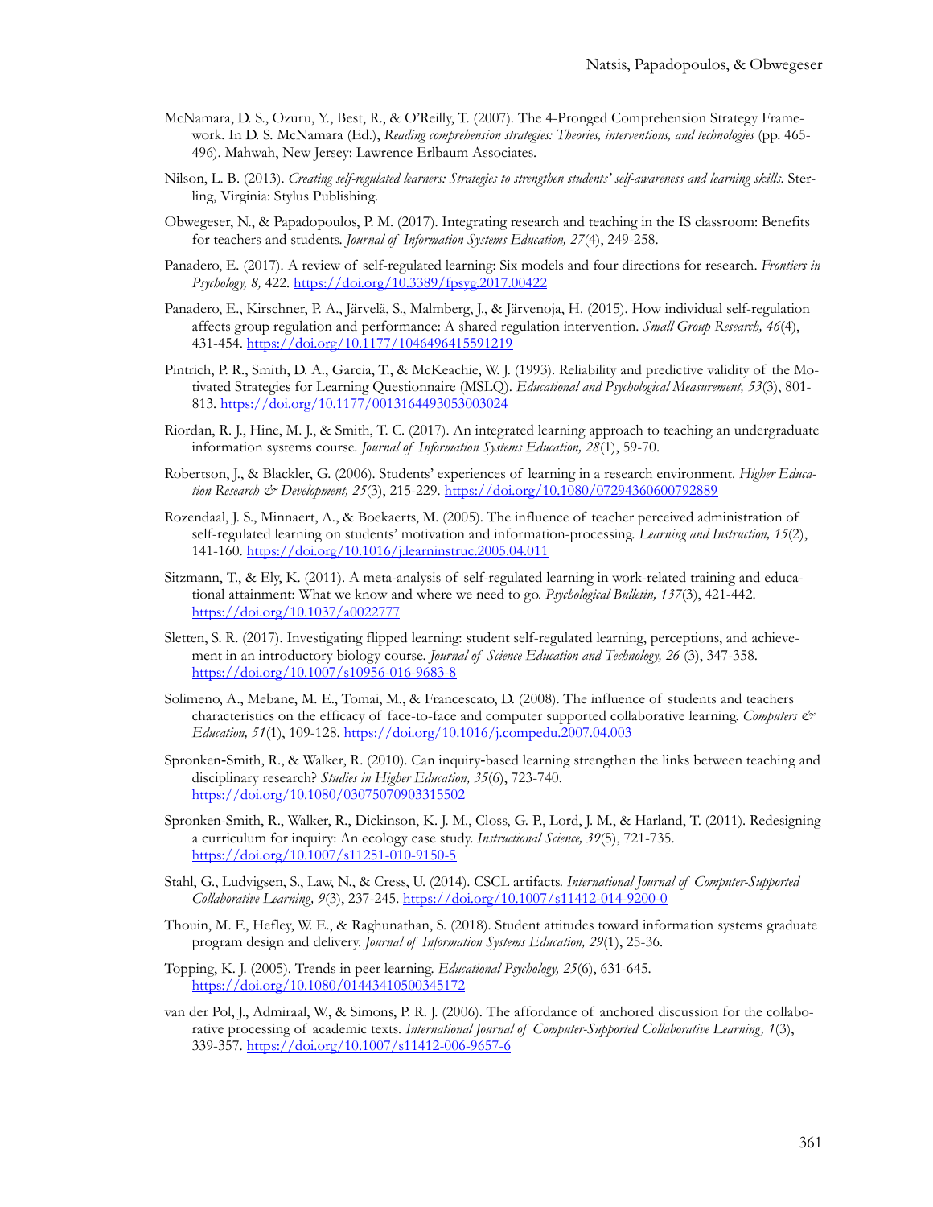McNamara, D. S., Ozuru, Y., Best, R., & O'Reilly, T. (2007). The 4-Pronged Comprehension Strategy Framework. In D. S. McNamara (Ed.), *Reading comprehension strategies: Theories, interventions, and technologies* (pp. 465-496). Mahwah, New Jersey: Lawrence Erlbaum Associates.

Nilson, L. B. (2013). *Creating self-regulated learners: Strategies to strengthen students' self-awareness and learning skills*. Sterling, Virginia: Stylus Publishing.

Obwegeser, N., & Papadopoulos, P. M. (2017). Integrating research and teaching in the IS classroom: Benefits for teachers and students. *Journal of Information Systems Education, 27*(4), 249-258.

Panadero, E. (2017). A review of self-regulated learning: Six models and four directions for research. *Frontiers in Psychology, 8,* 422. https://doi.org/10.3389/fpsyg.2017.00422

Panadero, E., Kirschner, P. A., Järvelä, S., Malmberg, J., & Järvenoja, H. (2015). How individual self-regulation affects group regulation and performance: A shared regulation intervention. *Small Group Research, 46*(4), 431-454. https://doi.org/10.1177/1046496415591219

Pintrich, P. R., Smith, D. A., Garcia, T., & McKeachie, W. J. (1993). Reliability and predictive validity of the Motivated Strategies for Learning Questionnaire (MSLQ). *Educational and Psychological Measurement, 53*(3), 801-813. https://doi.org/10.1177/0013164493053003024

Riordan, R. J., Hine, M. J., & Smith, T. C. (2017). An integrated learning approach to teaching an undergraduate information systems course. *Journal of Information Systems Education, 28*(1), 59-70.

Robertson, J., & Blackler, G. (2006). Students' experiences of learning in a research environment. *Higher Education Research & Development, 25*(3), 215-229. https://doi.org/10.1080/07294360600792889

Rozendaal, J. S., Minnaert, A., & Boekaerts, M. (2005). The influence of teacher perceived administration of self-regulated learning on students' motivation and information-processing. *Learning and Instruction, 15*(2), 141-160. https://doi.org/10.1016/j.learninstruc.2005.04.011

Sitzmann, T., & Ely, K. (2011). A meta-analysis of self-regulated learning in work-related training and educational attainment: What we know and where we need to go. *Psychological Bulletin, 137*(3), 421-442. https://doi.org/10.1037/a0022777

Sletten, S. R. (2017). Investigating flipped learning: student self-regulated learning, perceptions, and achievement in an introductory biology course. *Journal of Science Education and Technology, 26* (3), 347-358. https://doi.org/10.1007/s10956-016-9683-8

Solimeno, A., Mebane, M. E., Tomai, M., & Francescato, D. (2008). The influence of students and teachers characteristics on the efficacy of face-to-face and computer supported collaborative learning. *Computers & Education, 51*(1), 109-128. https://doi.org/10.1016/j.compedu.2007.04.003

Spronken-Smith, R., & Walker, R. (2010). Can inquiry-based learning strengthen the links between teaching and disciplinary research? *Studies in Higher Education, 35*(6), 723-740. https://doi.org/10.1080/03075070903315502

Spronken-Smith, R., Walker, R., Dickinson, K. J. M., Closs, G. P., Lord, J. M., & Harland, T. (2011). Redesigning a curriculum for inquiry: An ecology case study. *Instructional Science, 39*(5), 721-735. https://doi.org/10.1007/s11251-010-9150-5

Stahl, G., Ludvigsen, S., Law, N., & Cress, U. (2014). CSCL artifacts. *International Journal of Computer-Supported Collaborative Learning, 9*(3), 237-245. https://doi.org/10.1007/s11412-014-9200-0

Thouin, M. F., Hefley, W. E., & Raghunathan, S. (2018). Student attitudes toward information systems graduate program design and delivery. *Journal of Information Systems Education, 29*(1), 25-36.

Topping, K. J. (2005). Trends in peer learning. *Educational Psychology, 25*(6), 631-645. https://doi.org/10.1080/01443410500345172

van der Pol, J., Admiraal, W., & Simons, P. R. J. (2006). The affordance of anchored discussion for the collaborative processing of academic texts. *International Journal of Computer-Supported Collaborative Learning, 1*(3), 339-357. https://doi.org/10.1007/s11412-006-9657-6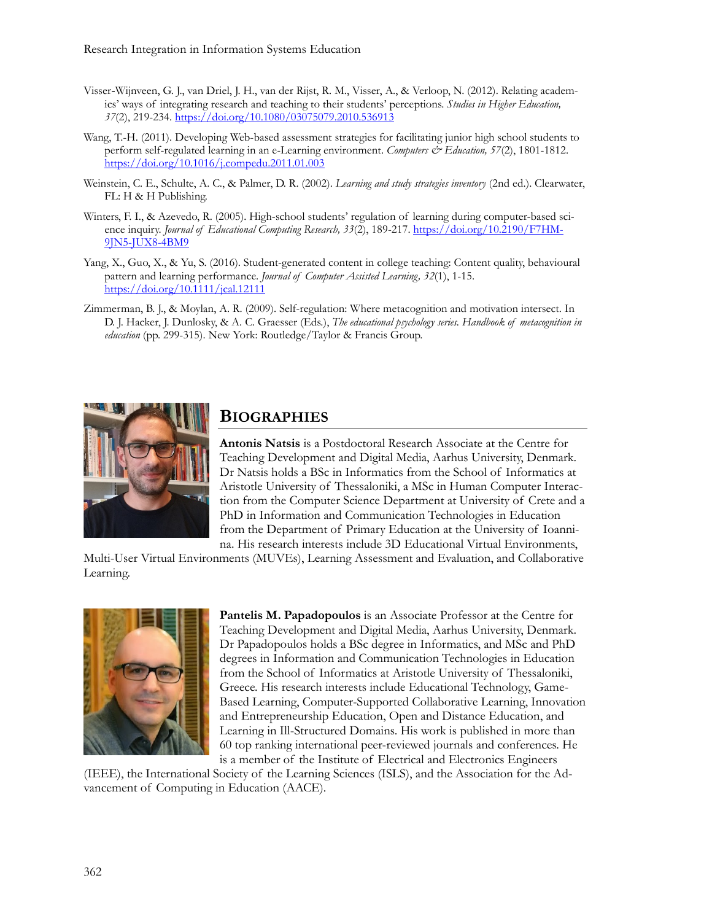Visser-Wijnveen, G. J., van Driel, J. H., van der Rijst, R. M., Visser, A., & Verloop, N. (2012). Relating academics' ways of integrating research and teaching to their students' perceptions. *Studies in Higher Education, 37*(2), 219-234. https://doi.org/10.1080/03075079.2010.536913

Wang, T.-H. (2011). Developing Web-based assessment strategies for facilitating junior high school students to perform self-regulated learning in an e-Learning environment. *Computers & Education, 57*(2), 1801-1812. https://doi.org/10.1016/j.compedu.2011.01.003

Weinstein, C. E., Schulte, A. C., & Palmer, D. R. (2002). *Learning and study strategies inventory* (2nd ed.). Clearwater, FL: H & H Publishing.

Winters, F. I., & Azevedo, R. (2005). High-school students' regulation of learning during computer-based science inquiry. *Journal of Educational Computing Research, 33*(2), 189-217. https://doi.org/10.2190/F7HM-9JN5-JUX8-4BM9

Yang, X., Guo, X., & Yu, S. (2016). Student-generated content in college teaching: Content quality, behavioural pattern and learning performance. *Journal of Computer Assisted Learning, 32*(1), 1-15. https://doi.org/10.1111/jcal.12111

Zimmerman, B. J., & Moylan, A. R. (2009). Self-regulation: Where metacognition and motivation intersect. In D. J. Hacker, J. Dunlosky, & A. C. Graesser (Eds.), *The educational psychology series. Handbook of metacognition in education* (pp. 299-315). New York: Routledge/Taylor & Francis Group.

## BIOGRAPHIES

**Antonis Natsis** is a Postdoctoral Research Associate at the Centre for Teaching Development and Digital Media, Aarhus University, Denmark. Dr Natsis holds a BSc in Informatics from the School of Informatics at Aristotle University of Thessaloniki, a MSc in Human Computer Interaction from the Computer Science Department at University of Crete and a PhD in Information and Communication Technologies in Education from the Department of Primary Education at the University of Ioannina. His research interests include 3D Educational Virtual Environments, Multi-User Virtual Environments (MUVEs), Learning Assessment and Evaluation, and Collaborative Learning.

**Pantelis M. Papadopoulos** is an Associate Professor at the Centre for Teaching Development and Digital Media, Aarhus University, Denmark. Dr Papadopoulos holds a BSc degree in Informatics, and MSc and PhD degrees in Information and Communication Technologies in Education from the School of Informatics at Aristotle University of Thessaloniki, Greece. His research interests include Educational Technology, Game-Based Learning, Computer-Supported Collaborative Learning, Innovation and Entrepreneurship Education, Open and Distance Education, and Learning in Ill-Structured Domains. His work is published in more than 60 top ranking international peer-reviewed journals and conferences. He is a member of the Institute of Electrical and Electronics Engineers (IEEE), the International Society of the Learning Sciences (ISLS), and the Association for the Advancement of Computing in Education (AACE).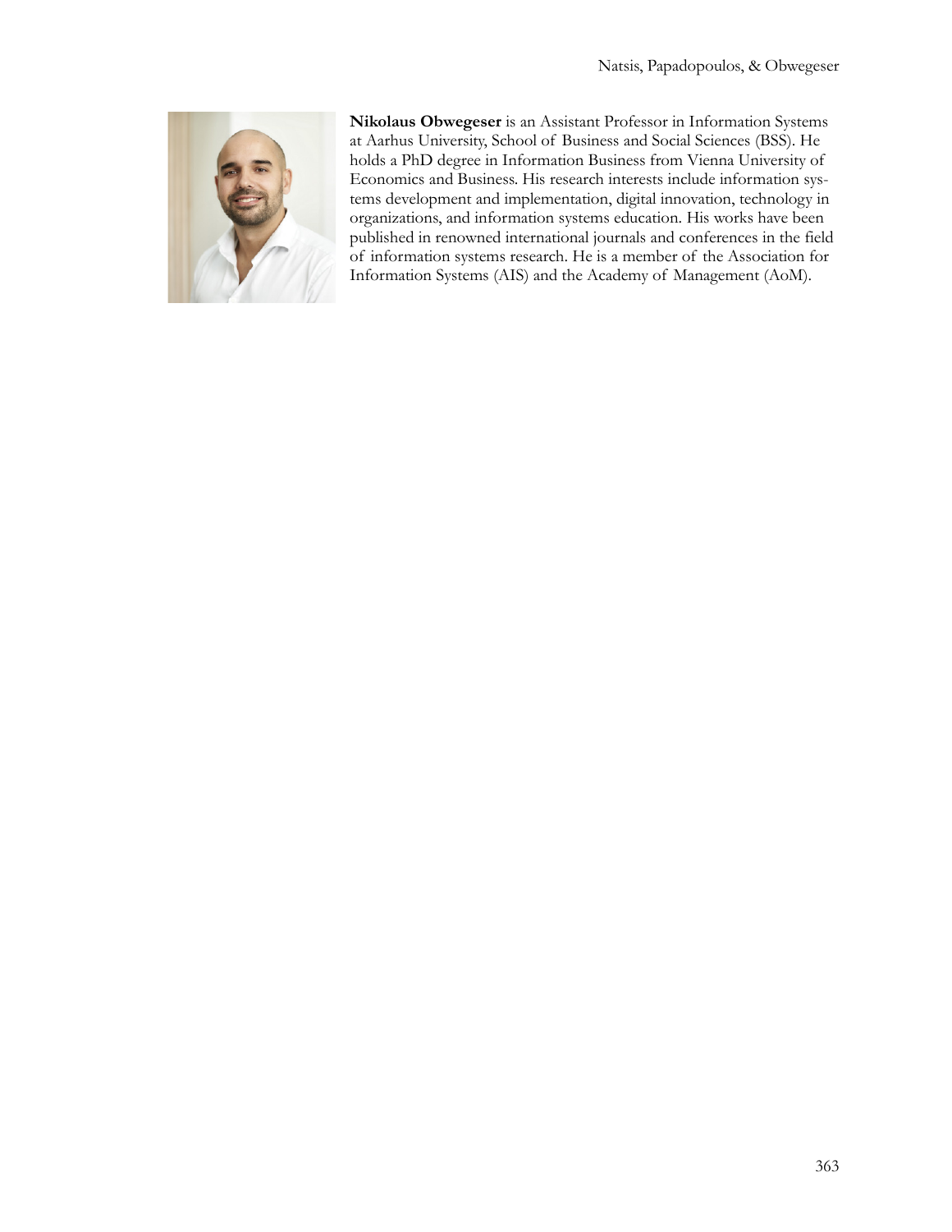**Nikolaus Obwegeser** is an Assistant Professor in Information Systems at Aarhus University, School of Business and Social Sciences (BSS). He holds a PhD degree in Information Business from Vienna University of Economics and Business. His research interests include information systems development and implementation, digital innovation, technology in organizations, and information systems education. His works have been published in renowned international journals and conferences in the field of information systems research. He is a member of the Association for Information Systems (AIS) and the Academy of Management (AoM).